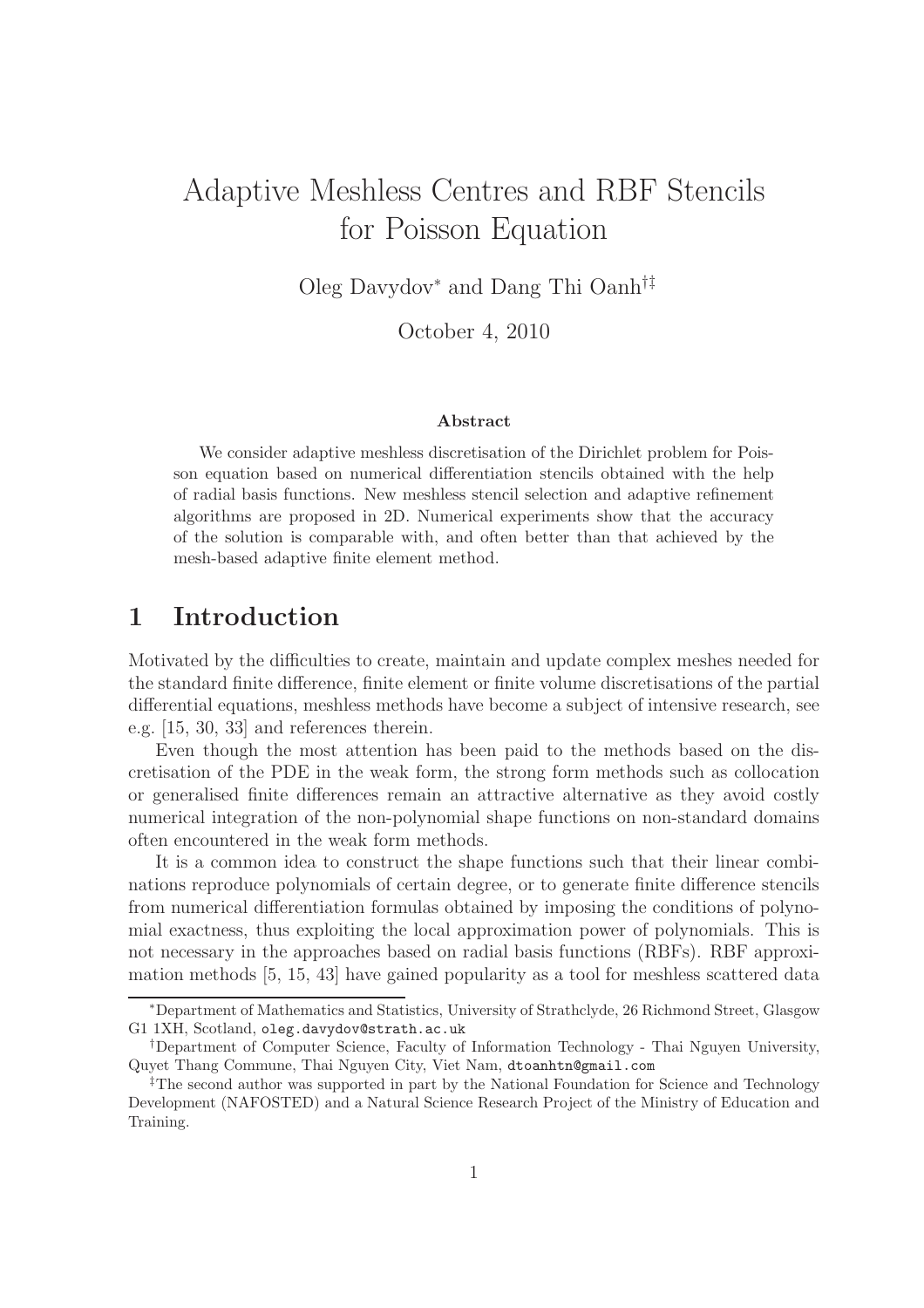# Adaptive Meshless Centres and RBF Stencils for Poisson Equation

Oleg Davydov[*] and Dang Thi Oanh[†‡]

October 4, 2010

**Abstract**

We consider adaptive meshless discretisation of the Dirichlet problem for Poisson equation based on numerical differentiation stencils obtained with the help of radial basis functions. New meshless stencil selection and adaptive refinement algorithms are proposed in 2D. Numerical experiments show that the accuracy of the solution is comparable with, and often better than that achieved by the mesh-based adaptive finite element method.

## 1 Introduction

Motivated by the difficulties to create, maintain and update complex meshes needed for the standard finite difference, finite element or finite volume discretisations of the partial differential equations, meshless methods have become a subject of intensive research, see e.g. [15, 30, 33] and references therein.

Even though the most attention has been paid to the methods based on the discretisation of the PDE in the weak form, the strong form methods such as collocation or generalised finite differences remain an attractive alternative as they avoid costly numerical integration of the non-polynomial shape functions on non-standard domains often encountered in the weak form methods.

It is a common idea to construct the shape functions such that their linear combinations reproduce polynomials of certain degree, or to generate finite difference stencils from numerical differentiation formulas obtained by imposing the conditions of polynomial exactness, thus exploiting the local approximation power of polynomials. This is not necessary in the approaches based on radial basis functions (RBFs). RBF approximation methods [5, 15, 43] have gained popularity as a tool for meshless scattered data

---

[*] Department of Mathematics and Statistics, University of Strathclyde, 26 Richmond Street, Glasgow G1 1XH, Scotland, oleg.davydov@strath.ac.uk

[†] Department of Computer Science, Faculty of Information Technology - Thai Nguyen University, Quyet Thang Commune, Thai Nguyen City, Viet Nam, dtoanhtn@gmail.com

[‡] The second author was supported in part by the National Foundation for Science and Technology Development (NAFOSTED) and a Natural Science Research Project of the Ministry of Education and Training.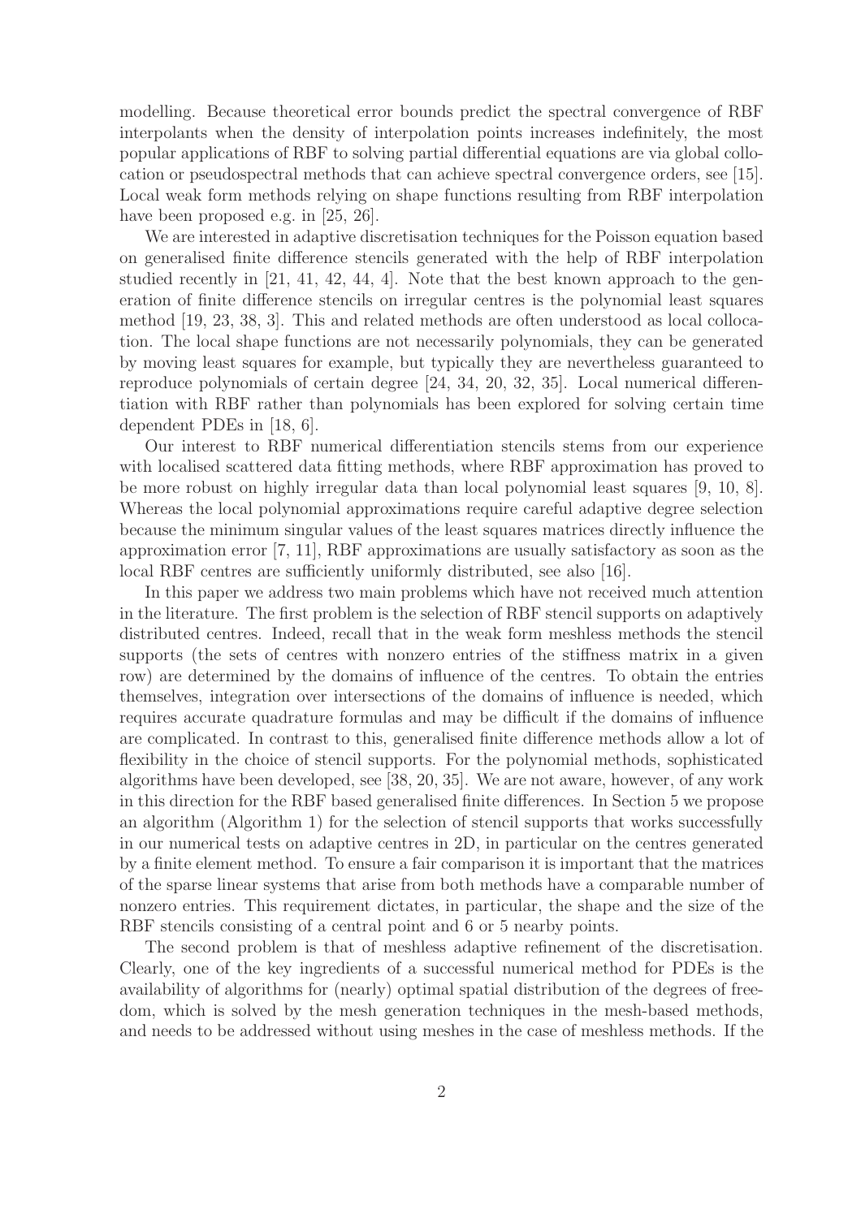modelling. Because theoretical error bounds predict the spectral convergence of RBF interpolants when the density of interpolation points increases indefinitely, the most popular applications of RBF to solving partial differential equations are via global collocation or pseudospectral methods that can achieve spectral convergence orders, see [15]. Local weak form methods relying on shape functions resulting from RBF interpolation have been proposed e.g. in [25, 26].

We are interested in adaptive discretisation techniques for the Poisson equation based on generalised finite difference stencils generated with the help of RBF interpolation studied recently in [21, 41, 42, 44, 4]. Note that the best known approach to the generation of finite difference stencils on irregular centres is the polynomial least squares method [19, 23, 38, 3]. This and related methods are often understood as local collocation. The local shape functions are not necessarily polynomials, they can be generated by moving least squares for example, but typically they are nevertheless guaranteed to reproduce polynomials of certain degree [24, 34, 20, 32, 35]. Local numerical differentiation with RBF rather than polynomials has been explored for solving certain time dependent PDEs in [18, 6].

Our interest to RBF numerical differentiation stencils stems from our experience with localised scattered data fitting methods, where RBF approximation has proved to be more robust on highly irregular data than local polynomial least squares [9, 10, 8]. Whereas the local polynomial approximations require careful adaptive degree selection because the minimum singular values of the least squares matrices directly influence the approximation error [7, 11], RBF approximations are usually satisfactory as soon as the local RBF centres are sufficiently uniformly distributed, see also [16].

In this paper we address two main problems which have not received much attention in the literature. The first problem is the selection of RBF stencil supports on adaptively distributed centres. Indeed, recall that in the weak form meshless methods the stencil supports (the sets of centres with nonzero entries of the stiffness matrix in a given row) are determined by the domains of influence of the centres. To obtain the entries themselves, integration over intersections of the domains of influence is needed, which requires accurate quadrature formulas and may be difficult if the domains of influence are complicated. In contrast to this, generalised finite difference methods allow a lot of flexibility in the choice of stencil supports. For the polynomial methods, sophisticated algorithms have been developed, see [38, 20, 35]. We are not aware, however, of any work in this direction for the RBF based generalised finite differences. In Section 5 we propose an algorithm (Algorithm 1) for the selection of stencil supports that works successfully in our numerical tests on adaptive centres in 2D, in particular on the centres generated by a finite element method. To ensure a fair comparison it is important that the matrices of the sparse linear systems that arise from both methods have a comparable number of nonzero entries. This requirement dictates, in particular, the shape and the size of the RBF stencils consisting of a central point and 6 or 5 nearby points.

The second problem is that of meshless adaptive refinement of the discretisation. Clearly, one of the key ingredients of a successful numerical method for PDEs is the availability of algorithms for (nearly) optimal spatial distribution of the degrees of freedom, which is solved by the mesh generation techniques in the mesh-based methods, and needs to be addressed without using meshes in the case of meshless methods. If the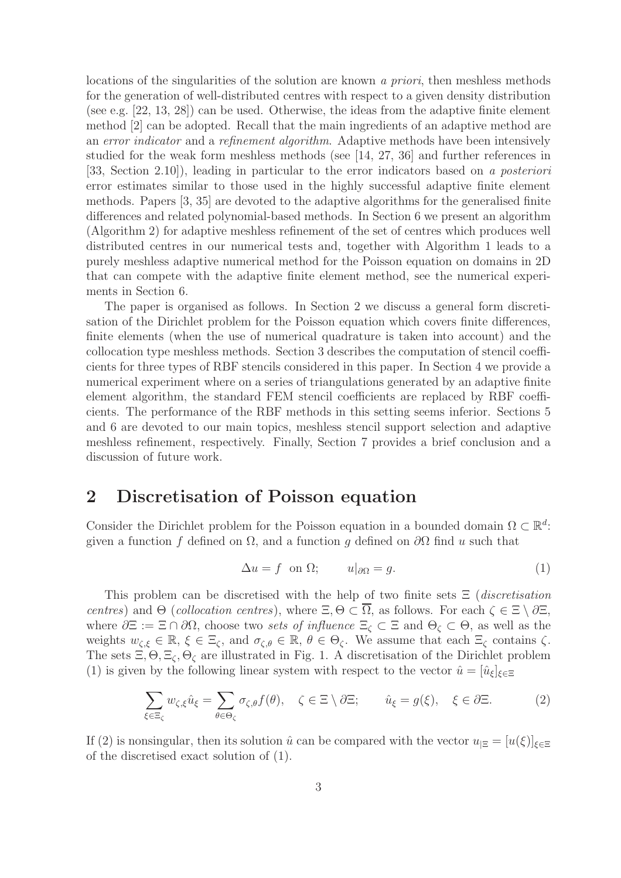locations of the singularities of the solution are known *a priori*, then meshless methods for the generation of well-distributed centres with respect to a given density distribution (see e.g. [22, 13, 28]) can be used. Otherwise, the ideas from the adaptive finite element method [2] can be adopted. Recall that the main ingredients of an adaptive method are an *error indicator* and a *refinement algorithm*. Adaptive methods have been intensively studied for the weak form meshless methods (see [14, 27, 36] and further references in [33, Section 2.10]), leading in particular to the error indicators based on *a posteriori* error estimates similar to those used in the highly successful adaptive finite element methods. Papers [3, 35] are devoted to the adaptive algorithms for the generalised finite differences and related polynomial-based methods. In Section 6 we present an algorithm (Algorithm 2) for adaptive meshless refinement of the set of centres which produces well distributed centres in our numerical tests and, together with Algorithm 1 leads to a purely meshless adaptive numerical method for the Poisson equation on domains in 2D that can compete with the adaptive finite element method, see the numerical experiments in Section 6.

The paper is organised as follows. In Section 2 we discuss a general form discretisation of the Dirichlet problem for the Poisson equation which covers finite differences, finite elements (when the use of numerical quadrature is taken into account) and the collocation type meshless methods. Section 3 describes the computation of stencil coefficients for three types of RBF stencils considered in this paper. In Section 4 we provide a numerical experiment where on a series of triangulations generated by an adaptive finite element algorithm, the standard FEM stencil coefficients are replaced by RBF coefficients. The performance of the RBF methods in this setting seems inferior. Sections 5 and 6 are devoted to our main topics, meshless stencil support selection and adaptive meshless refinement, respectively. Finally, Section 7 provides a brief conclusion and a discussion of future work.

## 2 Discretisation of Poisson equation

Consider the Dirichlet problem for the Poisson equation in a bounded domain $\Omega \subset \mathbb{R}^d$: given a function $f$ defined on $\Omega$, and a function $g$ defined on $\partial\Omega$ find $u$ such that

$$\Delta u = f \quad \text{on } \Omega; \qquad u|_{\partial\Omega} = g. \tag{1}$$

This problem can be discretised with the help of two finite sets $\Xi$ (*discretisation centres*) and $\Theta$ (*collocation centres*), where $\Xi, \Theta \subset \overline{\Omega}$, as follows. For each $\zeta \in \Xi \setminus \partial\Xi$, where $\partial\Xi := \Xi \cap \partial\Omega$, choose two *sets of influence* $\Xi_\zeta \subset \Xi$ and $\Theta_\zeta \subset \Theta$, as well as the weights $w_{\zeta,\xi} \in \mathbb{R}$, $\xi \in \Xi_\zeta$, and $\sigma_{\zeta,\theta} \in \mathbb{R}$, $\theta \in \Theta_\zeta$. We assume that each $\Xi_\zeta$ contains $\zeta$. The sets $\Xi, \Theta, \Xi_\zeta, \Theta_\zeta$ are illustrated in Fig. 1. A discretisation of the Dirichlet problem (1) is given by the following linear system with respect to the vector $\hat{u} = [\hat{u}_\xi]_{\xi\in\Xi}$

$$\sum_{\xi\in\Xi_\zeta} w_{\zeta,\xi}\hat{u}_\xi = \sum_{\theta\in\Theta_\zeta} \sigma_{\zeta,\theta} f(\theta), \quad \zeta \in \Xi \setminus \partial\Xi; \qquad \hat{u}_\xi = g(\xi), \quad \xi \in \partial\Xi. \tag{2}$$

If (2) is nonsingular, then its solution $\hat{u}$ can be compared with the vector $u_{|\Xi} = [u(\xi)]_{\xi\in\Xi}$ of the discretised exact solution of (1).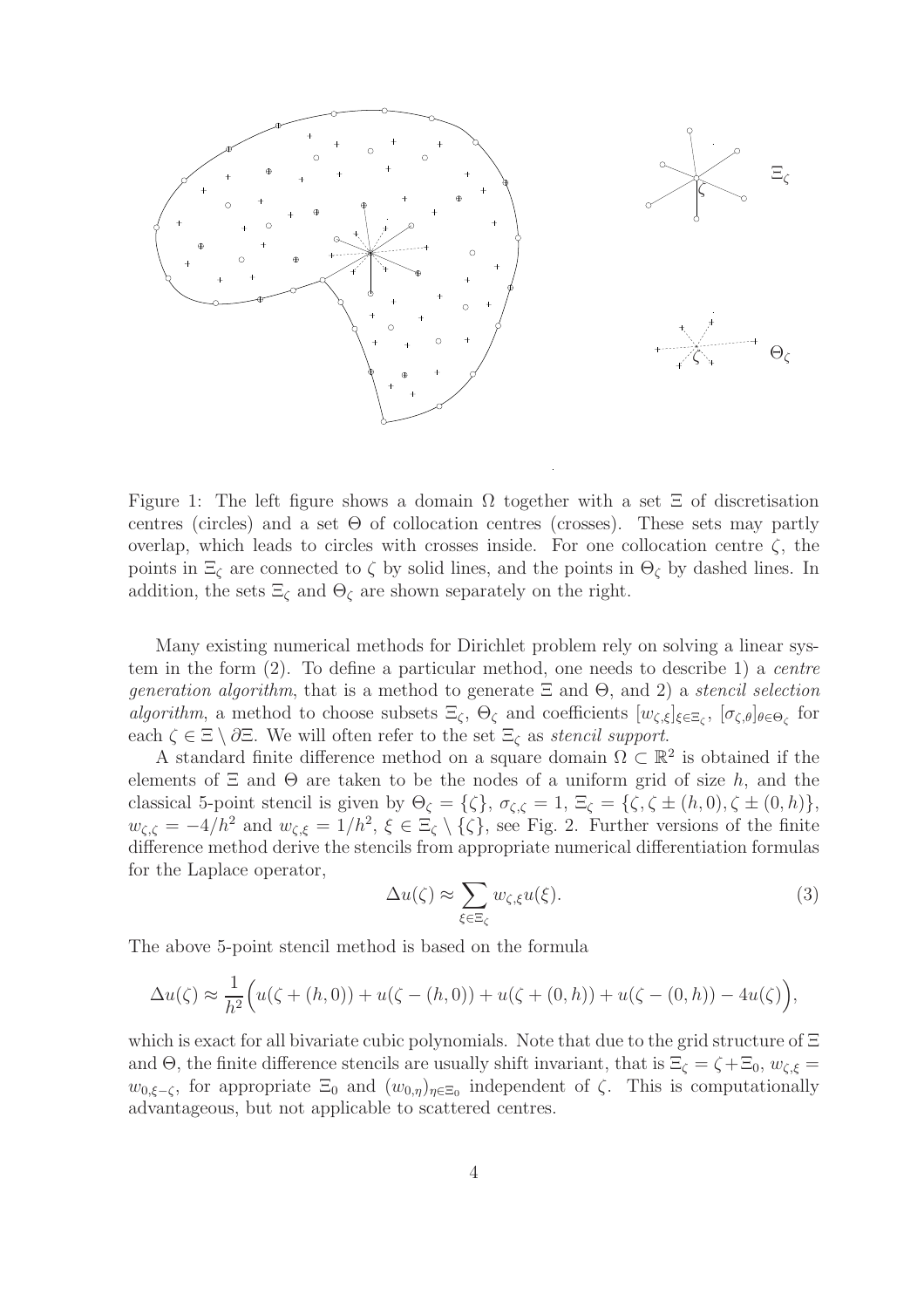Figure 1: The left figure shows a domain $\Omega$ together with a set $\Xi$ of discretisation centres (circles) and a set $\Theta$ of collocation centres (crosses). These sets may partly overlap, which leads to circles with crosses inside. For one collocation centre $\zeta$, the points in $\Xi_\zeta$ are connected to $\zeta$ by solid lines, and the points in $\Theta_\zeta$ by dashed lines. In addition, the sets $\Xi_\zeta$ and $\Theta_\zeta$ are shown separately on the right.

Many existing numerical methods for Dirichlet problem rely on solving a linear system in the form (2). To define a particular method, one needs to describe 1) a *centre generation algorithm*, that is a method to generate $\Xi$ and $\Theta$, and 2) a *stencil selection algorithm*, a method to choose subsets $\Xi_\zeta$, $\Theta_\zeta$ and coefficients $[w_{\zeta,\xi}]_{\xi\in\Xi_\zeta}$, $[\sigma_{\zeta,\theta}]_{\theta\in\Theta_\zeta}$ for each $\zeta \in \Xi \setminus \partial\Xi$. We will often refer to the set $\Xi_\zeta$ as *stencil support*.

A standard finite difference method on a square domain $\Omega \subset \mathbb{R}^2$ is obtained if the elements of $\Xi$ and $\Theta$ are taken to be the nodes of a uniform grid of size $h$, and the classical 5-point stencil is given by $\Theta_\zeta = \{\zeta\}$, $\sigma_{\zeta,\zeta} = 1$, $\Xi_\zeta = \{\zeta, \zeta \pm (h,0), \zeta \pm (0,h)\}$, $w_{\zeta,\zeta} = -4/h^2$ and $w_{\zeta,\xi} = 1/h^2$, $\xi \in \Xi_\zeta \setminus \{\zeta\}$, see Fig. 2. Further versions of the finite difference method derive the stencils from appropriate numerical differentiation formulas for the Laplace operator,

$$\Delta u(\zeta) \approx \sum_{\xi\in\Xi_\zeta} w_{\zeta,\xi} u(\xi). \tag{3}$$

The above 5-point stencil method is based on the formula

$$\Delta u(\zeta) \approx \frac{1}{h^2}\Big(u(\zeta + (h,0)) + u(\zeta - (h,0)) + u(\zeta + (0,h)) + u(\zeta - (0,h)) - 4u(\zeta)\Big),$$

which is exact for all bivariate cubic polynomials. Note that due to the grid structure of $\Xi$ and $\Theta$, the finite difference stencils are usually shift invariant, that is $\Xi_\zeta = \zeta + \Xi_0$, $w_{\zeta,\xi} = w_{0,\xi-\zeta}$, for appropriate $\Xi_0$ and $(w_{0,\eta})_{\eta\in\Xi_0}$ independent of $\zeta$. This is computationally advantageous, but not applicable to scattered centres.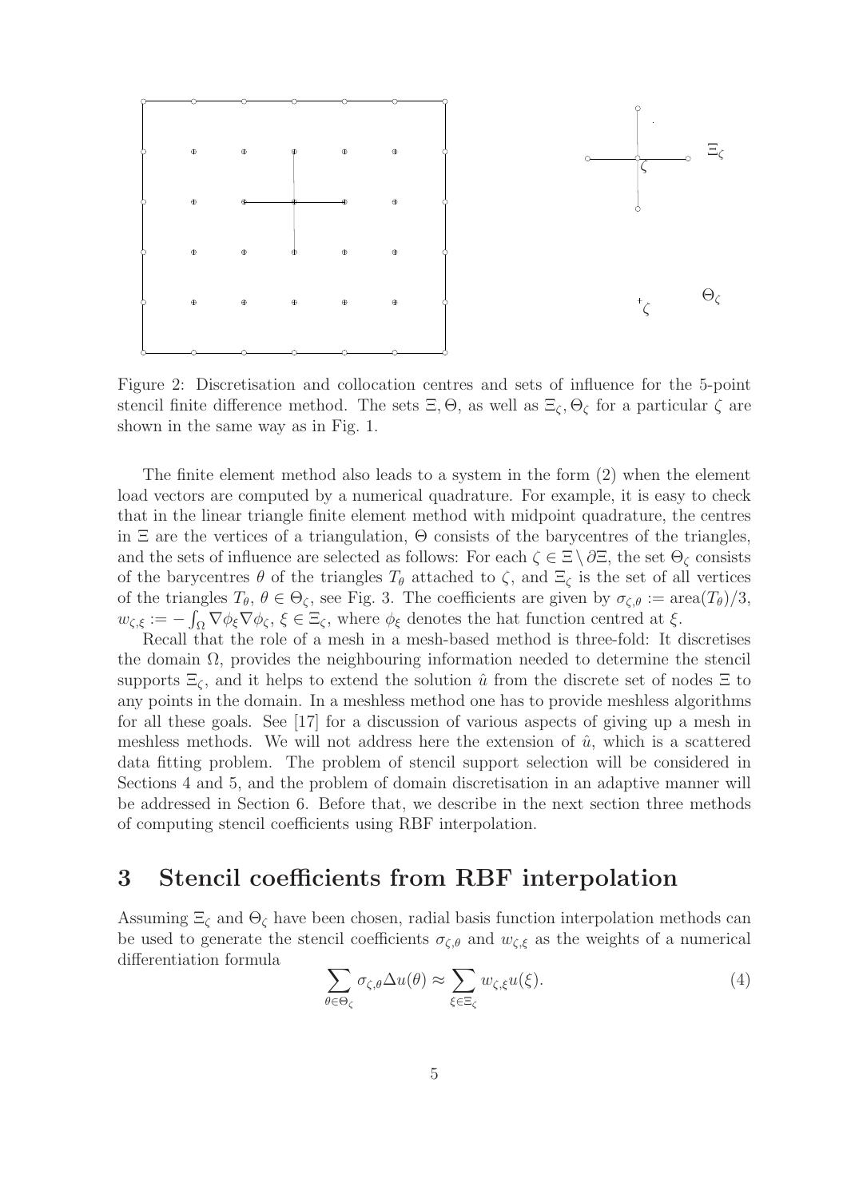Figure 2: Discretisation and collocation centres and sets of influence for the 5-point stencil finite difference method. The sets $\Xi, \Theta$, as well as $\Xi_\zeta, \Theta_\zeta$ for a particular $\zeta$ are shown in the same way as in Fig. 1.

The finite element method also leads to a system in the form (2) when the element load vectors are computed by a numerical quadrature. For example, it is easy to check that in the linear triangle finite element method with midpoint quadrature, the centres in $\Xi$ are the vertices of a triangulation, $\Theta$ consists of the barycentres of the triangles, and the sets of influence are selected as follows: For each $\zeta \in \Xi \setminus \partial\Xi$, the set $\Theta_\zeta$ consists of the barycentres $\theta$ of the triangles $T_\theta$ attached to $\zeta$, and $\Xi_\zeta$ is the set of all vertices of the triangles $T_\theta$, $\theta \in \Theta_\zeta$, see Fig. 3. The coefficients are given by $\sigma_{\zeta,\theta} := \text{area}(T_\theta)/3$, $w_{\zeta,\xi} := -\int_\Omega \nabla\phi_\xi \nabla\phi_\zeta$, $\xi \in \Xi_\zeta$, where $\phi_\xi$ denotes the hat function centred at $\xi$.

Recall that the role of a mesh in a mesh-based method is three-fold: It discretises the domain $\Omega$, provides the neighbouring information needed to determine the stencil supports $\Xi_\zeta$, and it helps to extend the solution $\hat{u}$ from the discrete set of nodes $\Xi$ to any points in the domain. In a meshless method one has to provide meshless algorithms for all these goals. See [17] for a discussion of various aspects of giving up a mesh in meshless methods. We will not address here the extension of $\hat{u}$, which is a scattered data fitting problem. The problem of stencil support selection will be considered in Sections 4 and 5, and the problem of domain discretisation in an adaptive manner will be addressed in Section 6. Before that, we describe in the next section three methods of computing stencil coefficients using RBF interpolation.

# 3 Stencil coefficients from RBF interpolation

Assuming $\Xi_\zeta$ and $\Theta_\zeta$ have been chosen, radial basis function interpolation methods can be used to generate the stencil coefficients $\sigma_{\zeta,\theta}$ and $w_{\zeta,\xi}$ as the weights of a numerical differentiation formula

$$\sum_{\theta \in \Theta_\zeta} \sigma_{\zeta,\theta} \Delta u(\theta) \approx \sum_{\xi \in \Xi_\zeta} w_{\zeta,\xi} u(\xi). \tag{4}$$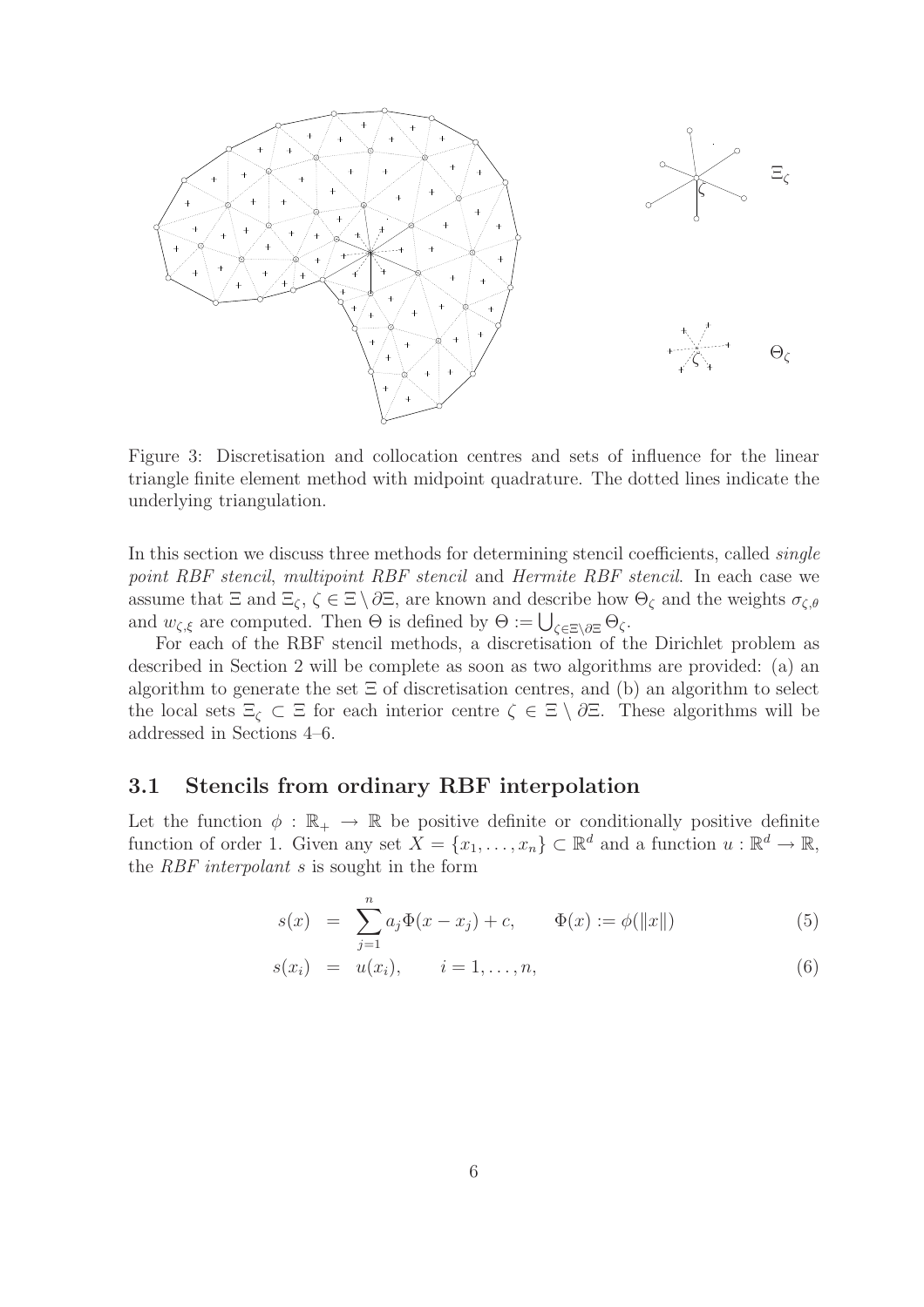Figure 3: Discretisation and collocation centres and sets of influence for the linear triangle finite element method with midpoint quadrature. The dotted lines indicate the underlying triangulation.

In this section we discuss three methods for determining stencil coefficients, called *single point RBF stencil*, *multipoint RBF stencil* and *Hermite RBF stencil*. In each case we assume that $\Xi$ and $\Xi_\zeta$, $\zeta \in \Xi \setminus \partial\Xi$, are known and describe how $\Theta_\zeta$ and the weights $\sigma_{\zeta,\theta}$ and $w_{\zeta,\xi}$ are computed. Then $\Theta$ is defined by $\Theta := \bigcup_{\zeta \in \Xi \setminus \partial\Xi} \Theta_\zeta$.

For each of the RBF stencil methods, a discretisation of the Dirichlet problem as described in Section 2 will be complete as soon as two algorithms are provided: (a) an algorithm to generate the set $\Xi$ of discretisation centres, and (b) an algorithm to select the local sets $\Xi_\zeta \subset \Xi$ for each interior centre $\zeta \in \Xi \setminus \partial\Xi$. These algorithms will be addressed in Sections 4–6.

## 3.1 Stencils from ordinary RBF interpolation

Let the function $\phi : \mathbb{R}_+ \to \mathbb{R}$ be positive definite or conditionally positive definite function of order 1. Given any set $X = \{x_1, \ldots, x_n\} \subset \mathbb{R}^d$ and a function $u : \mathbb{R}^d \to \mathbb{R}$, the *RBF interpolant* $s$ is sought in the form

$$s(x) = \sum_{j=1}^{n} a_j \Phi(x - x_j) + c, \qquad \Phi(x) := \phi(\|x\|) \tag{5}$$

$$s(x_i) = u(x_i), \qquad i = 1, \ldots, n, \tag{6}$$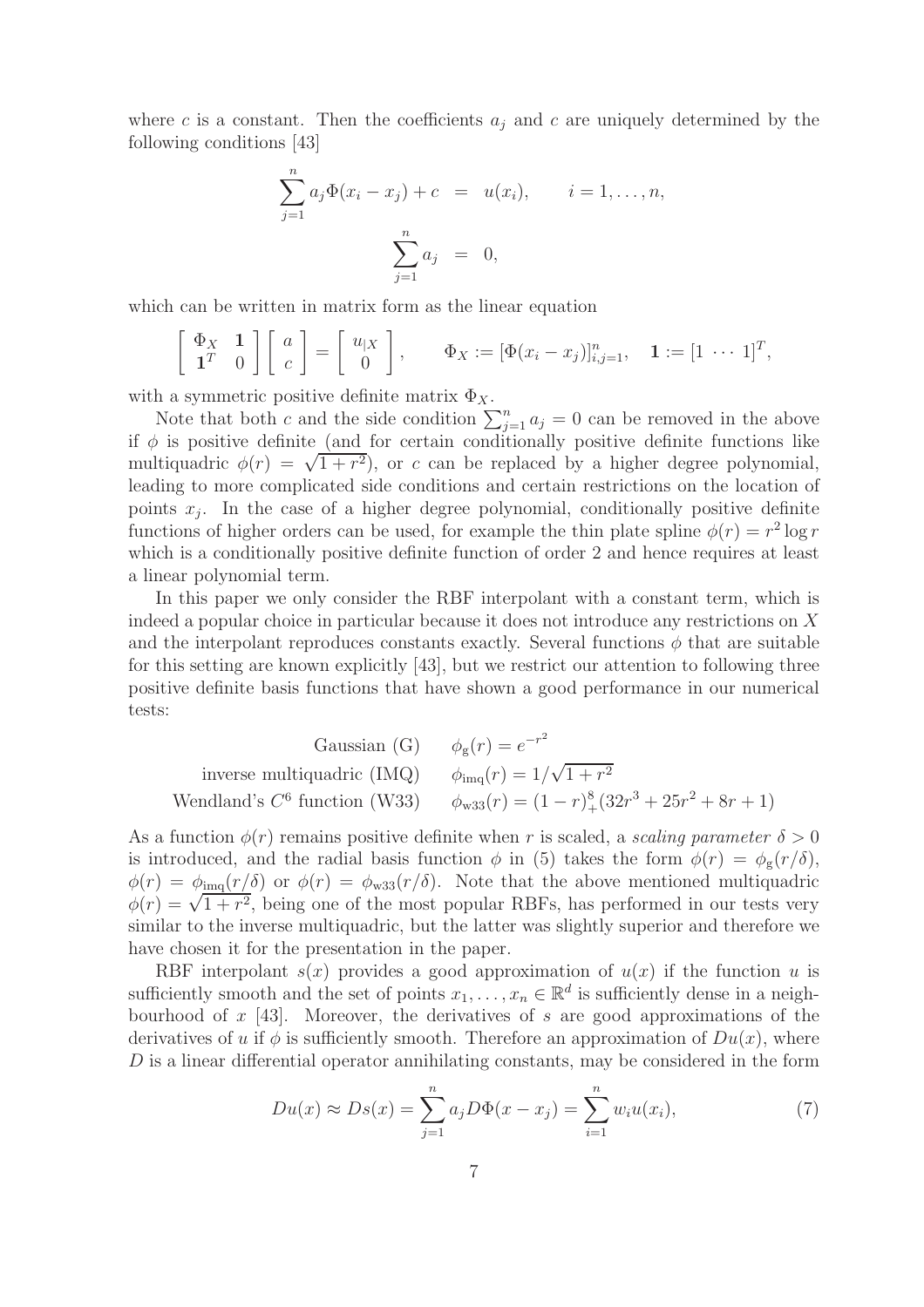where $c$ is a constant. Then the coefficients $a_j$ and $c$ are uniquely determined by the following conditions [43]

$$\begin{aligned} \sum_{j=1}^{n} a_j \Phi(x_i - x_j) + c &= u(x_i), \qquad i = 1, \ldots, n, \\ \sum_{j=1}^{n} a_j &= 0, \end{aligned}$$

which can be written in matrix form as the linear equation

$$\begin{bmatrix} \Phi_X & \mathbf{1} \\ \mathbf{1}^T & 0 \end{bmatrix} \begin{bmatrix} a \\ c \end{bmatrix} = \begin{bmatrix} u_{|X} \\ 0 \end{bmatrix}, \qquad \Phi_X := [\Phi(x_i - x_j)]_{i,j=1}^{n}, \quad \mathbf{1} := [1 \ \cdots \ 1]^T,$$

with a symmetric positive definite matrix $\Phi_X$.

Note that both $c$ and the side condition $\sum_{j=1}^{n} a_j = 0$ can be removed in the above if $\phi$ is positive definite (and for certain conditionally positive definite functions like multiquadric $\phi(r) = \sqrt{1 + r^2}$), or $c$ can be replaced by a higher degree polynomial, leading to more complicated side conditions and certain restrictions on the location of points $x_j$. In the case of a higher degree polynomial, conditionally positive definite functions of higher orders can be used, for example the thin plate spline $\phi(r) = r^2 \log r$ which is a conditionally positive definite function of order 2 and hence requires at least a linear polynomial term.

In this paper we only consider the RBF interpolant with a constant term, which is indeed a popular choice in particular because it does not introduce any restrictions on $X$ and the interpolant reproduces constants exactly. Several functions $\phi$ that are suitable for this setting are known explicitly [43], but we restrict our attention to following three positive definite basis functions that have shown a good performance in our numerical tests:

$$\begin{aligned} &\text{Gaussian (G)} && \phi_{\mathrm{g}}(r) = e^{-r^2} \\ &\text{inverse multiquadric (IMQ)} && \phi_{\mathrm{imq}}(r) = 1/\sqrt{1 + r^2} \\ &\text{Wendland's } C^6 \text{ function (W33)} && \phi_{\mathrm{w33}}(r) = (1 - r)_+^8 (32r^3 + 25r^2 + 8r + 1) \end{aligned}$$

As a function $\phi(r)$ remains positive definite when $r$ is scaled, a *scaling parameter* $\delta > 0$ is introduced, and the radial basis function $\phi$ in (5) takes the form $\phi(r) = \phi_{\mathrm{g}}(r/\delta)$, $\phi(r) = \phi_{\mathrm{imq}}(r/\delta)$ or $\phi(r) = \phi_{\mathrm{w33}}(r/\delta)$. Note that the above mentioned multiquadric $\phi(r) = \sqrt{1 + r^2}$, being one of the most popular RBFs, has performed in our tests very similar to the inverse multiquadric, but the latter was slightly superior and therefore we have chosen it for the presentation in the paper.

RBF interpolant $s(x)$ provides a good approximation of $u(x)$ if the function $u$ is sufficiently smooth and the set of points $x_1, \ldots, x_n \in \mathbb{R}^d$ is sufficiently dense in a neighbourhood of $x$ [43]. Moreover, the derivatives of $s$ are good approximations of the derivatives of $u$ if $\phi$ is sufficiently smooth. Therefore an approximation of $Du(x)$, where $D$ is a linear differential operator annihilating constants, may be considered in the form

$$Du(x) \approx Ds(x) = \sum_{j=1}^{n} a_j D\Phi(x - x_j) = \sum_{i=1}^{n} w_i u(x_i), \tag{7}$$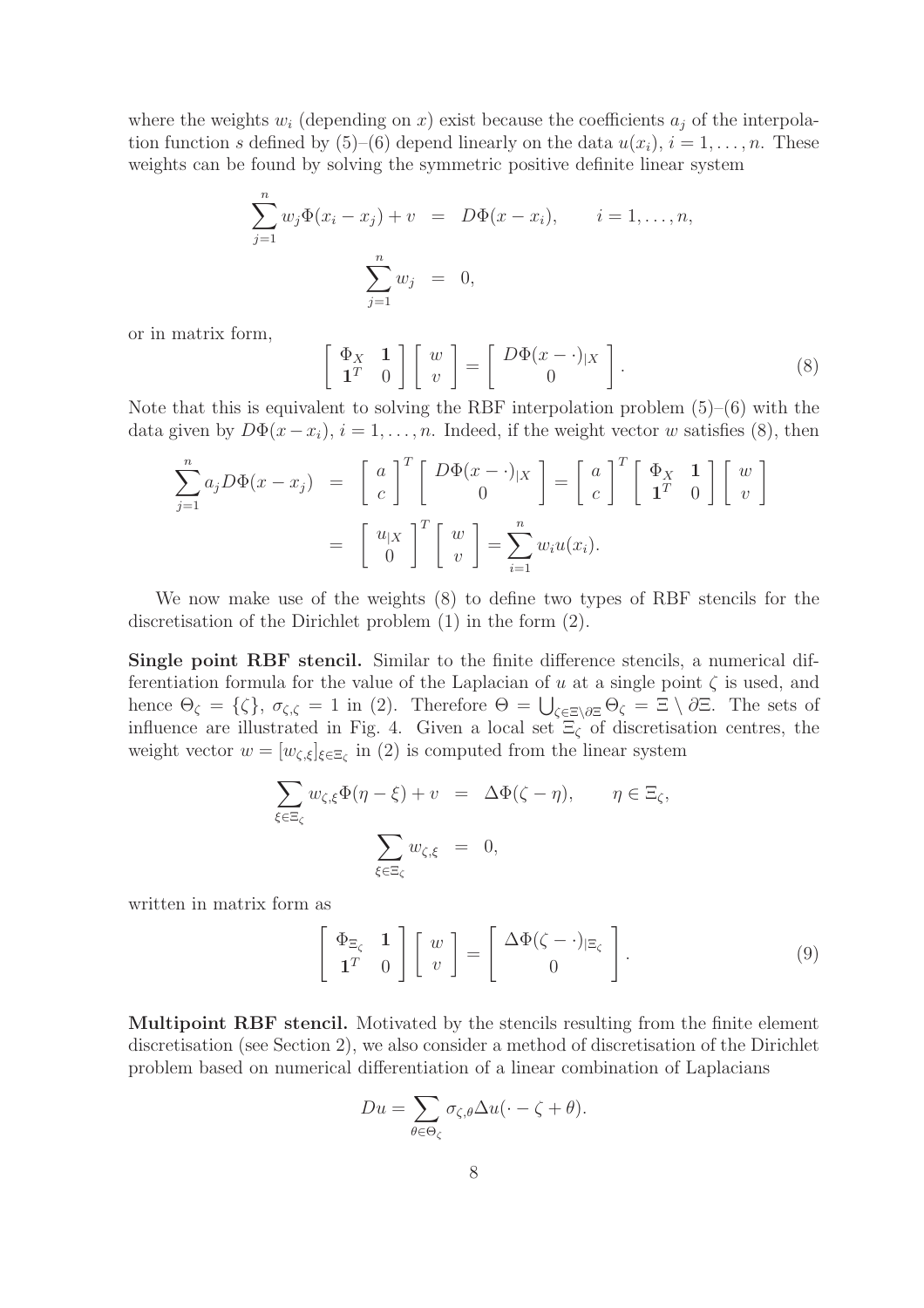where the weights $w_i$ (depending on $x$) exist because the coefficients $a_j$ of the interpolation function $s$ defined by (5)–(6) depend linearly on the data $u(x_i)$, $i = 1, \dots, n$. These weights can be found by solving the symmetric positive definite linear system

$$
\begin{aligned}
\sum_{j=1}^{n} w_j \Phi(x_i - x_j) + v &= D\Phi(x - x_i), \qquad i = 1, \dots, n, \\
\sum_{j=1}^{n} w_j &= 0,
\end{aligned}
$$

or in matrix form,

$$
\begin{bmatrix} \Phi_X & \mathbf{1} \\ \mathbf{1}^T & 0 \end{bmatrix} \begin{bmatrix} w \\ v \end{bmatrix} = \begin{bmatrix} D\Phi(x - \cdot)_{|X} \\ 0 \end{bmatrix}. \tag{8}
$$

Note that this is equivalent to solving the RBF interpolation problem (5)–(6) with the data given by $D\Phi(x - x_i)$, $i = 1, \dots, n$. Indeed, if the weight vector $w$ satisfies (8), then

$$
\begin{aligned}
\sum_{j=1}^{n} a_j D\Phi(x - x_j) &= \begin{bmatrix} a \\ c \end{bmatrix}^T \begin{bmatrix} D\Phi(x - \cdot)_{|X} \\ 0 \end{bmatrix} = \begin{bmatrix} a \\ c \end{bmatrix}^T \begin{bmatrix} \Phi_X & \mathbf{1} \\ \mathbf{1}^T & 0 \end{bmatrix} \begin{bmatrix} w \\ v \end{bmatrix} \\
&= \begin{bmatrix} u_{|X} \\ 0 \end{bmatrix}^T \begin{bmatrix} w \\ v \end{bmatrix} = \sum_{i=1}^{n} w_i u(x_i).
\end{aligned}
$$

We now make use of the weights (8) to define two types of RBF stencils for the discretisation of the Dirichlet problem (1) in the form (2).

**Single point RBF stencil.** Similar to the finite difference stencils, a numerical differentiation formula for the value of the Laplacian of $u$ at a single point $\zeta$ is used, and hence $\Theta_\zeta = \{\zeta\}$, $\sigma_{\zeta,\zeta} = 1$ in (2). Therefore $\Theta = \bigcup_{\zeta \in \Xi \setminus \partial\Xi} \Theta_\zeta = \Xi \setminus \partial\Xi$. The sets of influence are illustrated in Fig. 4. Given a local set $\Xi_\zeta$ of discretisation centres, the weight vector $w = [w_{\zeta,\xi}]_{\xi \in \Xi_\zeta}$ in (2) is computed from the linear system

$$
\begin{aligned}
\sum_{\xi \in \Xi_\zeta} w_{\zeta,\xi} \Phi(\eta - \xi) + v &= \Delta\Phi(\zeta - \eta), \qquad \eta \in \Xi_\zeta, \\
\sum_{\xi \in \Xi_\zeta} w_{\zeta,\xi} &= 0,
\end{aligned}
$$

written in matrix form as

$$
\begin{bmatrix} \Phi_{\Xi_\zeta} & \mathbf{1} \\ \mathbf{1}^T & 0 \end{bmatrix} \begin{bmatrix} w \\ v \end{bmatrix} = \begin{bmatrix} \Delta\Phi(\zeta - \cdot)_{|\Xi_\zeta} \\ 0 \end{bmatrix}. \tag{9}
$$

**Multipoint RBF stencil.** Motivated by the stencils resulting from the finite element discretisation (see Section 2), we also consider a method of discretisation of the Dirichlet problem based on numerical differentiation of a linear combination of Laplacians

$$
Du = \sum_{\theta \in \Theta_\zeta} \sigma_{\zeta,\theta} \Delta u(\cdot - \zeta + \theta).
$$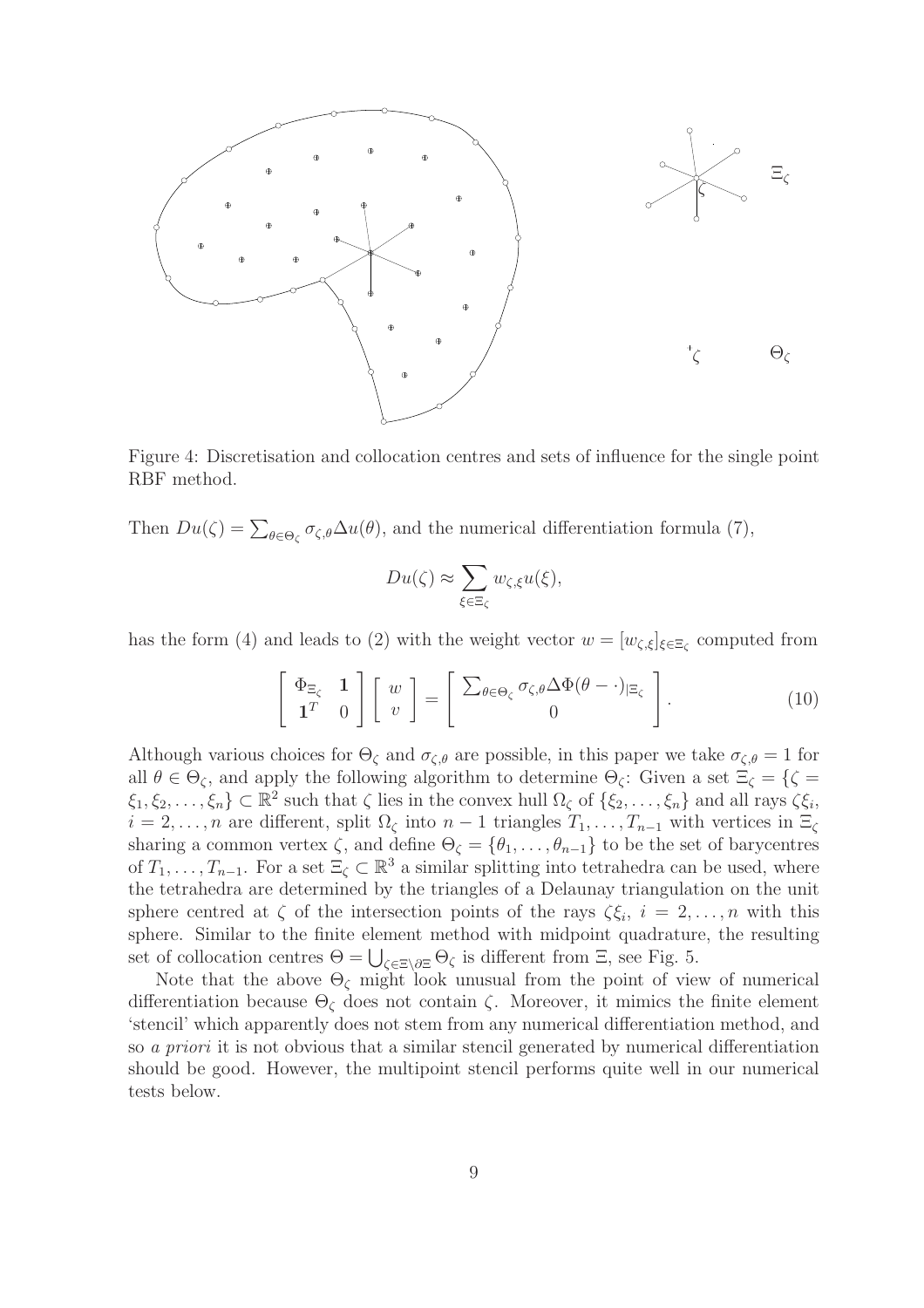Figure 4: Discretisation and collocation centres and sets of influence for the single point RBF method.

Then $Du(\zeta) = \sum_{\theta \in \Theta_\zeta} \sigma_{\zeta,\theta} \Delta u(\theta)$, and the numerical differentiation formula (7),

$$Du(\zeta) \approx \sum_{\xi \in \Xi_\zeta} w_{\zeta,\xi} u(\xi),$$

has the form (4) and leads to (2) with the weight vector $w = [w_{\zeta,\xi}]_{\xi \in \Xi_\zeta}$ computed from

$$\begin{bmatrix} \Phi_{\Xi_\zeta} & \mathbf{1} \\ \mathbf{1}^T & 0 \end{bmatrix} \begin{bmatrix} w \\ v \end{bmatrix} = \begin{bmatrix} \sum_{\theta \in \Theta_\zeta} \sigma_{\zeta,\theta} \Delta \Phi(\theta - \cdot)|_{\Xi_\zeta} \\ 0 \end{bmatrix}. \tag{10}$$

Although various choices for $\Theta_\zeta$ and $\sigma_{\zeta,\theta}$ are possible, in this paper we take $\sigma_{\zeta,\theta} = 1$ for all $\theta \in \Theta_\zeta$, and apply the following algorithm to determine $\Theta_\zeta$: Given a set $\Xi_\zeta = \{\zeta = \xi_1, \xi_2, \ldots, \xi_n\} \subset \mathbb{R}^2$ such that $\zeta$ lies in the convex hull $\Omega_\zeta$ of $\{\xi_2, \ldots, \xi_n\}$ and all rays $\zeta\xi_i$, $i = 2, \ldots, n$ are different, split $\Omega_\zeta$ into $n-1$ triangles $T_1, \ldots, T_{n-1}$ with vertices in $\Xi_\zeta$ sharing a common vertex $\zeta$, and define $\Theta_\zeta = \{\theta_1, \ldots, \theta_{n-1}\}$ to be the set of barycentres of $T_1, \ldots, T_{n-1}$. For a set $\Xi_\zeta \subset \mathbb{R}^3$ a similar splitting into tetrahedra can be used, where the tetrahedra are determined by the triangles of a Delaunay triangulation on the unit sphere centred at $\zeta$ of the intersection points of the rays $\zeta\xi_i$, $i = 2, \ldots, n$ with this sphere. Similar to the finite element method with midpoint quadrature, the resulting set of collocation centres $\Theta = \bigcup_{\zeta \in \Xi \setminus \partial\Xi} \Theta_\zeta$ is different from $\Xi$, see Fig. 5.

Note that the above $\Theta_\zeta$ might look unusual from the point of view of numerical differentiation because $\Theta_\zeta$ does not contain $\zeta$. Moreover, it mimics the finite element 'stencil' which apparently does not stem from any numerical differentiation method, and so *a priori* it is not obvious that a similar stencil generated by numerical differentiation should be good. However, the multipoint stencil performs quite well in our numerical tests below.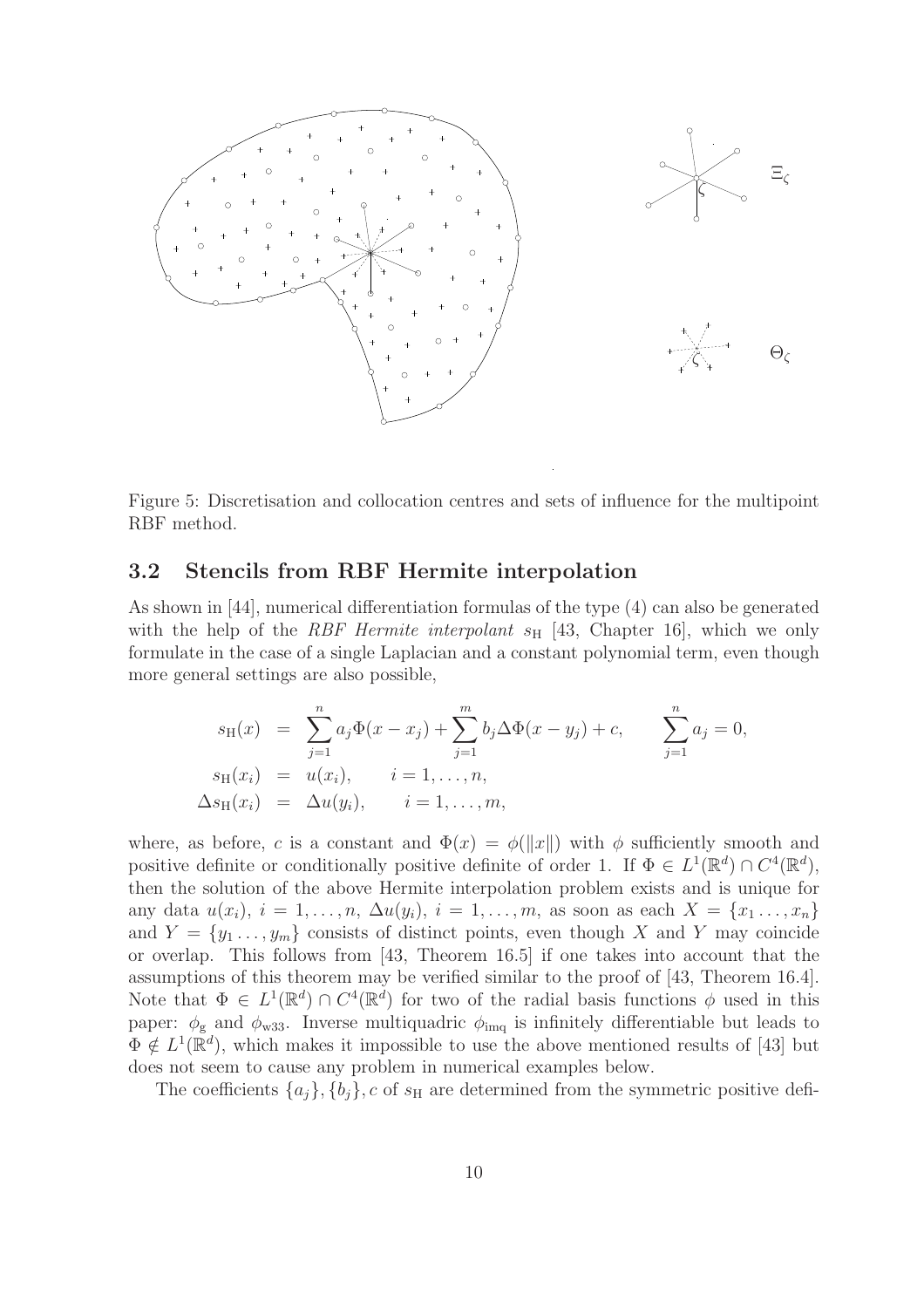Figure 5: Discretisation and collocation centres and sets of influence for the multipoint RBF method.

## 3.2 Stencils from RBF Hermite interpolation

As shown in [44], numerical differentiation formulas of the type (4) can also be generated with the help of the *RBF Hermite interpolant* $s_{\rm H}$ [43, Chapter 16], which we only formulate in the case of a single Laplacian and a constant polynomial term, even though more general settings are also possible,

$$
\begin{aligned}
s_{\rm H}(x) &= \sum_{j=1}^{n} a_j \Phi(x - x_j) + \sum_{j=1}^{m} b_j \Delta\Phi(x - y_j) + c, \qquad \sum_{j=1}^{n} a_j = 0,\\
s_{\rm H}(x_i) &= u(x_i), \qquad i = 1, \ldots, n,\\
\Delta s_{\rm H}(x_i) &= \Delta u(y_i), \qquad i = 1, \ldots, m,
\end{aligned}
$$

where, as before, $c$ is a constant and $\Phi(x) = \phi(\|x\|)$ with $\phi$ sufficiently smooth and positive definite or conditionally positive definite of order 1. If $\Phi \in L^1(\mathbb{R}^d) \cap C^4(\mathbb{R}^d)$, then the solution of the above Hermite interpolation problem exists and is unique for any data $u(x_i)$, $i = 1, \ldots, n$, $\Delta u(y_i)$, $i = 1, \ldots, m$, as soon as each $X = \{x_1 \ldots, x_n\}$ and $Y = \{y_1 \ldots, y_m\}$ consists of distinct points, even though $X$ and $Y$ may coincide or overlap. This follows from [43, Theorem 16.5] if one takes into account that the assumptions of this theorem may be verified similar to the proof of [43, Theorem 16.4]. Note that $\Phi \in L^1(\mathbb{R}^d) \cap C^4(\mathbb{R}^d)$ for two of the radial basis functions $\phi$ used in this paper: $\phi_{\rm g}$ and $\phi_{\rm w33}$. Inverse multiquadric $\phi_{\rm imq}$ is infinitely differentiable but leads to $\Phi \notin L^1(\mathbb{R}^d)$, which makes it impossible to use the above mentioned results of [43] but does not seem to cause any problem in numerical examples below.

The coefficients $\{a_j\}, \{b_j\}, c$ of $s_{\rm H}$ are determined from the symmetric positive defi-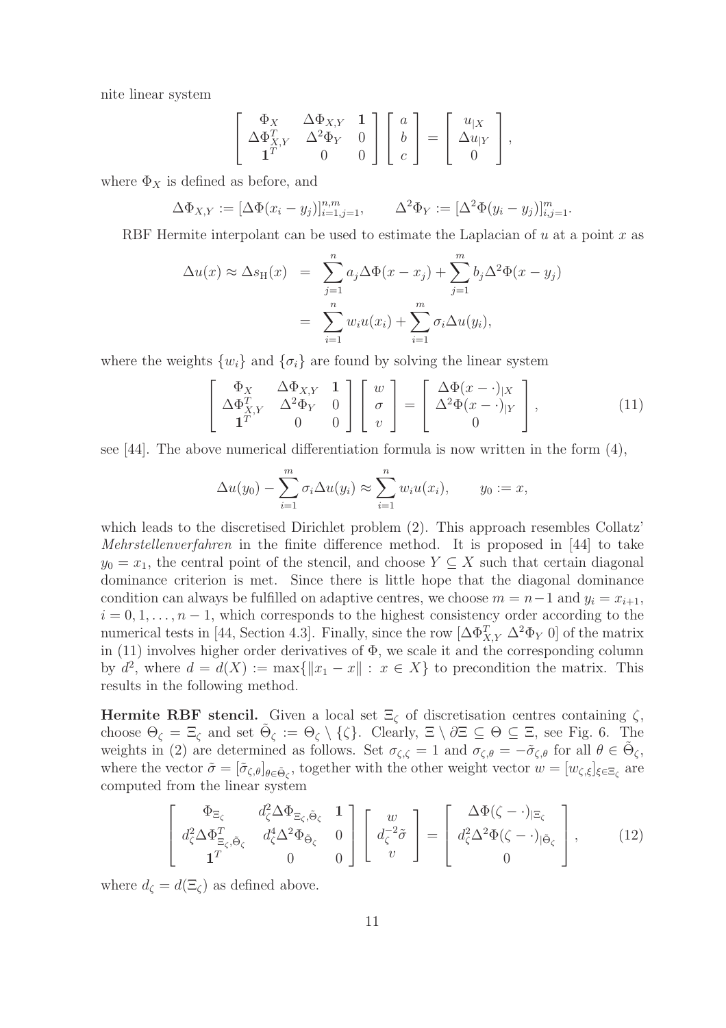nite linear system

$$
\begin{bmatrix} \Phi_X & \Delta\Phi_{X,Y} & \mathbf{1} \\ \Delta\Phi_{X,Y}^T & \Delta^2\Phi_Y & 0 \\ \mathbf{1}^T & 0 & 0 \end{bmatrix} \begin{bmatrix} a \\ b \\ c \end{bmatrix} = \begin{bmatrix} u_{|X} \\ \Delta u_{|Y} \\ 0 \end{bmatrix},
$$

where $\Phi_X$ is defined as before, and

$$
\Delta\Phi_{X,Y} := [\Delta\Phi(x_i - y_j)]_{i=1,j=1}^{n,m}, \qquad \Delta^2\Phi_Y := [\Delta^2\Phi(y_i - y_j)]_{i,j=1}^{m}.
$$

RBF Hermite interpolant can be used to estimate the Laplacian of $u$ at a point $x$ as

$$
\begin{aligned}
\Delta u(x) \approx \Delta s_{\mathrm{H}}(x) &= \sum_{j=1}^{n} a_j \Delta\Phi(x - x_j) + \sum_{j=1}^{m} b_j \Delta^2\Phi(x - y_j) \\
&= \sum_{i=1}^{n} w_i u(x_i) + \sum_{i=1}^{m} \sigma_i \Delta u(y_i),
\end{aligned}
$$

where the weights $\{w_i\}$ and $\{\sigma_i\}$ are found by solving the linear system

$$
\begin{bmatrix} \Phi_X & \Delta\Phi_{X,Y} & \mathbf{1} \\ \Delta\Phi_{X,Y}^T & \Delta^2\Phi_Y & 0 \\ \mathbf{1}^T & 0 & 0 \end{bmatrix} \begin{bmatrix} w \\ \sigma \\ v \end{bmatrix} = \begin{bmatrix} \Delta\Phi(x - \cdot)_{|X} \\ \Delta^2\Phi(x - \cdot)_{|Y} \\ 0 \end{bmatrix}, \tag{11}
$$

see [44]. The above numerical differentiation formula is now written in the form (4),

$$
\Delta u(y_0) - \sum_{i=1}^{m} \sigma_i \Delta u(y_i) \approx \sum_{i=1}^{n} w_i u(x_i), \qquad y_0 := x,
$$

which leads to the discretised Dirichlet problem (2). This approach resembles Collatz' *Mehrstellenverfahren* in the finite difference method. It is proposed in [44] to take $y_0 = x_1$, the central point of the stencil, and choose $Y \subseteq X$ such that certain diagonal dominance criterion is met. Since there is little hope that the diagonal dominance condition can always be fulfilled on adaptive centres, we choose $m = n-1$ and $y_i = x_{i+1}$, $i = 0, 1, \ldots, n-1$, which corresponds to the highest consistency order according to the numerical tests in [44, Section 4.3]. Finally, since the row $[\Delta\Phi_{X,Y}^T \ \Delta^2\Phi_Y \ 0]$ of the matrix in (11) involves higher order derivatives of $\Phi$, we scale it and the corresponding column by $d^2$, where $d = d(X) := \max\{\|x_1 - x\| : x \in X\}$ to precondition the matrix. This results in the following method.

**Hermite RBF stencil.** Given a local set $\Xi_\zeta$ of discretisation centres containing $\zeta$, choose $\Theta_\zeta = \Xi_\zeta$ and set $\tilde{\Theta}_\zeta := \Theta_\zeta \setminus \{\zeta\}$. Clearly, $\Xi \setminus \partial\Xi \subseteq \Theta \subseteq \Xi$, see Fig. 6. The weights in (2) are determined as follows. Set $\sigma_{\zeta,\zeta} = 1$ and $\sigma_{\zeta,\theta} = -\tilde{\sigma}_{\zeta,\theta}$ for all $\theta \in \tilde{\Theta}_\zeta$, where the vector $\tilde{\sigma} = [\tilde{\sigma}_{\zeta,\theta}]_{\theta\in\tilde{\Theta}_\zeta}$, together with the other weight vector $w = [w_{\zeta,\xi}]_{\xi\in\Xi_\zeta}$ are computed from the linear system

$$
\begin{bmatrix} \Phi_{\Xi_\zeta} & d_\zeta^2 \Delta\Phi_{\Xi_\zeta,\tilde{\Theta}_\zeta} & \mathbf{1} \\ d_\zeta^2 \Delta\Phi_{\Xi_\zeta,\tilde{\Theta}_\zeta}^T & d_\zeta^4 \Delta^2\Phi_{\tilde{\Theta}_\zeta} & 0 \\ \mathbf{1}^T & 0 & 0 \end{bmatrix} \begin{bmatrix} w \\ d_\zeta^{-2}\tilde{\sigma} \\ v \end{bmatrix} = \begin{bmatrix} \Delta\Phi(\zeta - \cdot)_{|\Xi_\zeta} \\ d_\zeta^2 \Delta^2\Phi(\zeta - \cdot)_{|\tilde{\Theta}_\zeta} \\ 0 \end{bmatrix}, \tag{12}
$$

where $d_\zeta = d(\Xi_\zeta)$ as defined above.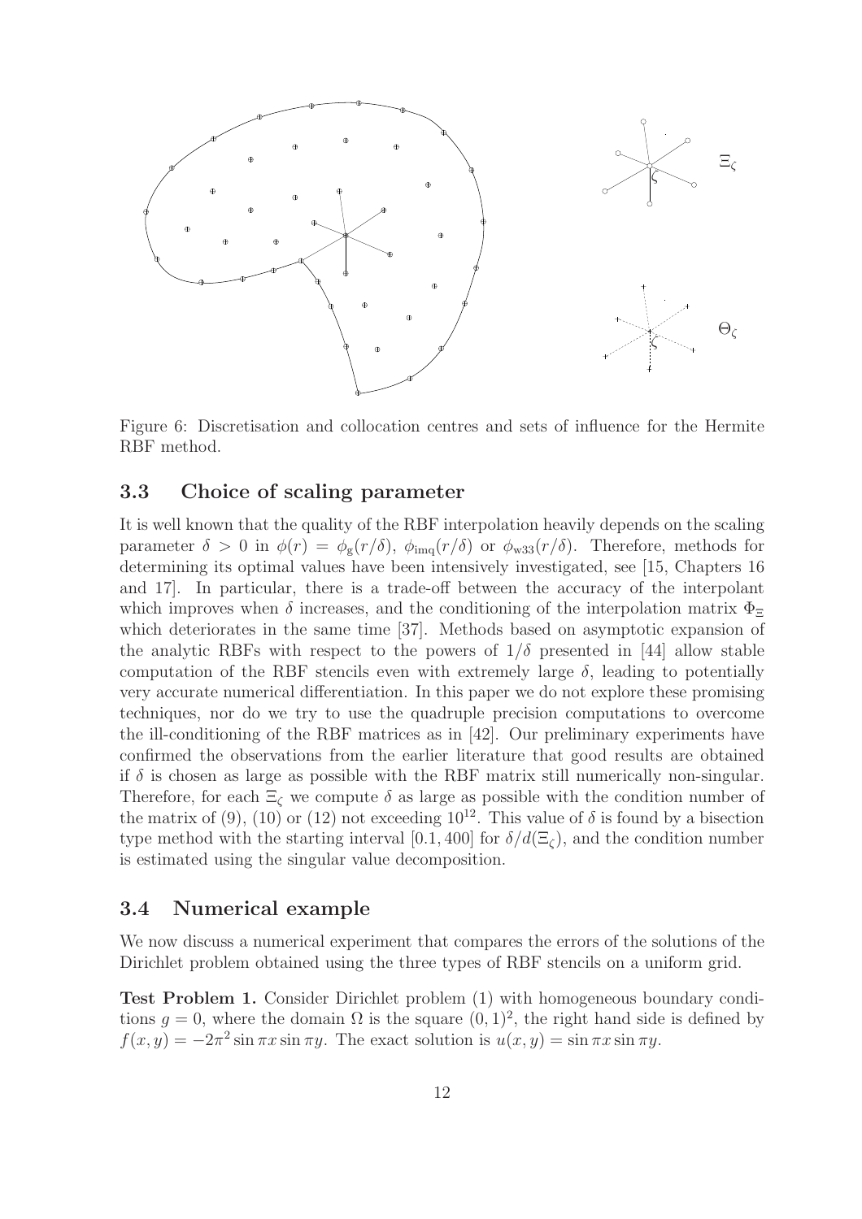Figure 6: Discretisation and collocation centres and sets of influence for the Hermite RBF method.

### 3.3 Choice of scaling parameter

It is well known that the quality of the RBF interpolation heavily depends on the scaling parameter $\delta > 0$ in $\phi(r) = \phi_{\rm g}(r/\delta)$, $\phi_{\rm imq}(r/\delta)$ or $\phi_{\rm w33}(r/\delta)$. Therefore, methods for determining its optimal values have been intensively investigated, see [15, Chapters 16 and 17]. In particular, there is a trade-off between the accuracy of the interpolant which improves when $\delta$ increases, and the conditioning of the interpolation matrix $\Phi_\Xi$ which deteriorates in the same time [37]. Methods based on asymptotic expansion of the analytic RBFs with respect to the powers of $1/\delta$ presented in [44] allow stable computation of the RBF stencils even with extremely large $\delta$, leading to potentially very accurate numerical differentiation. In this paper we do not explore these promising techniques, nor do we try to use the quadruple precision computations to overcome the ill-conditioning of the RBF matrices as in [42]. Our preliminary experiments have confirmed the observations from the earlier literature that good results are obtained if $\delta$ is chosen as large as possible with the RBF matrix still numerically non-singular. Therefore, for each $\Xi_\zeta$ we compute $\delta$ as large as possible with the condition number of the matrix of (9), (10) or (12) not exceeding $10^{12}$. This value of $\delta$ is found by a bisection type method with the starting interval $[0.1, 400]$ for $\delta/d(\Xi_\zeta)$, and the condition number is estimated using the singular value decomposition.

### 3.4 Numerical example

We now discuss a numerical experiment that compares the errors of the solutions of the Dirichlet problem obtained using the three types of RBF stencils on a uniform grid.

**Test Problem 1.** Consider Dirichlet problem (1) with homogeneous boundary conditions $g = 0$, where the domain $\Omega$ is the square $(0, 1)^2$, the right hand side is defined by $f(x, y) = -2\pi^2 \sin \pi x \sin \pi y$. The exact solution is $u(x, y) = \sin \pi x \sin \pi y$.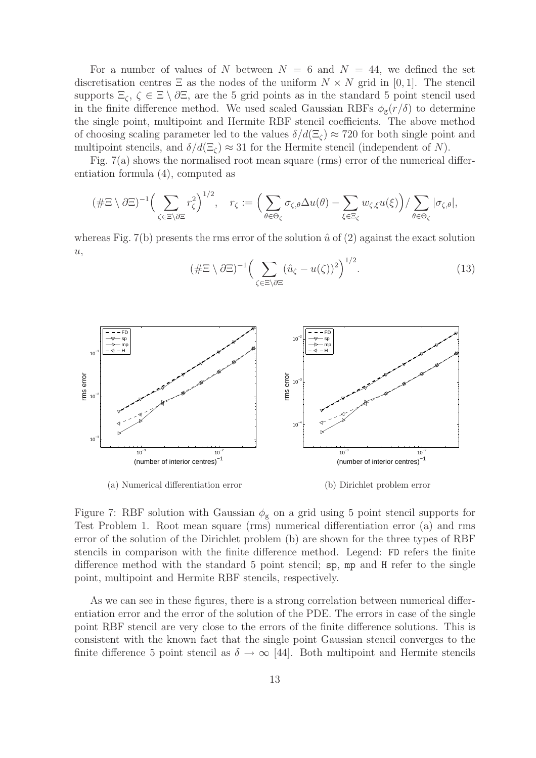For a number of values of $N$ between $N = 6$ and $N = 44$, we defined the set discretisation centres $\Xi$ as the nodes of the uniform $N \times N$ grid in $[0, 1]$. The stencil supports $\Xi_\zeta$, $\zeta \in \Xi \setminus \partial\Xi$, are the 5 grid points as in the standard 5 point stencil used in the finite difference method. We used scaled Gaussian RBFs $\phi_g(r/\delta)$ to determine the single point, multipoint and Hermite RBF stencil coefficients. The above method of choosing scaling parameter led to the values $\delta/d(\Xi_\zeta) \approx 720$ for both single point and multipoint stencils, and $\delta/d(\Xi_\zeta) \approx 31$ for the Hermite stencil (independent of $N$).

Fig. 7(a) shows the normalised root mean square (rms) error of the numerical differentiation formula (4), computed as

$$(\#\Xi \setminus \partial\Xi)^{-1}\Big(\sum_{\zeta\in\Xi\setminus\partial\Xi} r_\zeta^2\Big)^{1/2}, \quad r_\zeta := \Big(\sum_{\theta\in\Theta_\zeta} \sigma_{\zeta,\theta}\Delta u(\theta) - \sum_{\xi\in\Xi_\zeta} w_{\zeta,\xi} u(\xi)\Big)/\sum_{\theta\in\Theta_\zeta} |\sigma_{\zeta,\theta}|,$$

whereas Fig. 7(b) presents the rms error of the solution $\hat{u}$ of (2) against the exact solution $u$,

$$(\#\Xi \setminus \partial\Xi)^{-1}\Big(\sum_{\zeta\in\Xi\setminus\partial\Xi} (\hat{u}_\zeta - u(\zeta))^2\Big)^{1/2}. \tag{13}$$

(a) Numerical differentiation error

(b) Dirichlet problem error

Figure 7: RBF solution with Gaussian $\phi_g$ on a grid using 5 point stencil supports for Test Problem 1. Root mean square (rms) numerical differentiation error (a) and rms error of the solution of the Dirichlet problem (b) are shown for the three types of RBF stencils in comparison with the finite difference method. Legend: FD refers the finite difference method with the standard 5 point stencil; sp, mp and H refer to the single point, multipoint and Hermite RBF stencils, respectively.

As we can see in these figures, there is a strong correlation between numerical differentiation error and the error of the solution of the PDE. The errors in case of the single point RBF stencil are very close to the errors of the finite difference solutions. This is consistent with the known fact that the single point Gaussian stencil converges to the finite difference 5 point stencil as $\delta \to \infty$ [44]. Both multipoint and Hermite stencils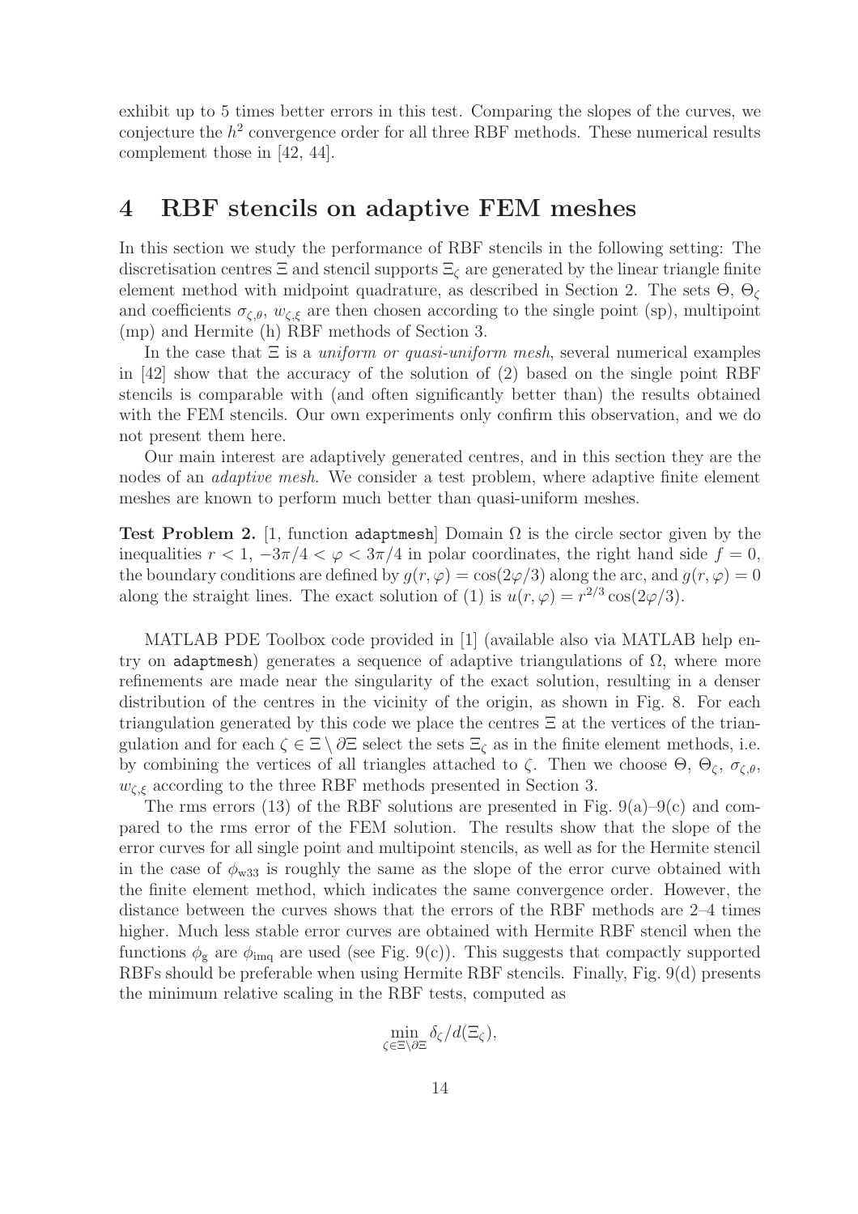exhibit up to 5 times better errors in this test. Comparing the slopes of the curves, we conjecture the $h^2$ convergence order for all three RBF methods. These numerical results complement those in [42, 44].

# 4 RBF stencils on adaptive FEM meshes

In this section we study the performance of RBF stencils in the following setting: The discretisation centres $\Xi$ and stencil supports $\Xi_\zeta$ are generated by the linear triangle finite element method with midpoint quadrature, as described in Section 2. The sets $\Theta$, $\Theta_\zeta$ and coefficients $\sigma_{\zeta,\theta}$, $w_{\zeta,\xi}$ are then chosen according to the single point (sp), multipoint (mp) and Hermite (h) RBF methods of Section 3.

In the case that $\Xi$ is a *uniform or quasi-uniform mesh*, several numerical examples in [42] show that the accuracy of the solution of (2) based on the single point RBF stencils is comparable with (and often significantly better than) the results obtained with the FEM stencils. Our own experiments only confirm this observation, and we do not present them here.

Our main interest are adaptively generated centres, and in this section they are the nodes of an *adaptive mesh*. We consider a test problem, where adaptive finite element meshes are known to perform much better than quasi-uniform meshes.

**Test Problem 2.** [1, function `adaptmesh`] Domain $\Omega$ is the circle sector given by the inequalities $r < 1$, $-3\pi/4 < \varphi < 3\pi/4$ in polar coordinates, the right hand side $f = 0$, the boundary conditions are defined by $g(r, \varphi) = \cos(2\varphi/3)$ along the arc, and $g(r, \varphi) = 0$ along the straight lines. The exact solution of (1) is $u(r, \varphi) = r^{2/3} \cos(2\varphi/3)$.

MATLAB PDE Toolbox code provided in [1] (available also via MATLAB help entry on `adaptmesh`) generates a sequence of adaptive triangulations of $\Omega$, where more refinements are made near the singularity of the exact solution, resulting in a denser distribution of the centres in the vicinity of the origin, as shown in Fig. 8. For each triangulation generated by this code we place the centres $\Xi$ at the vertices of the triangulation and for each $\zeta \in \Xi \setminus \partial\Xi$ select the sets $\Xi_\zeta$ as in the finite element methods, i.e. by combining the vertices of all triangles attached to $\zeta$. Then we choose $\Theta$, $\Theta_\zeta$, $\sigma_{\zeta,\theta}$, $w_{\zeta,\xi}$ according to the three RBF methods presented in Section 3.

The rms errors (13) of the RBF solutions are presented in Fig. 9(a)–9(c) and compared to the rms error of the FEM solution. The results show that the slope of the error curves for all single point and multipoint stencils, as well as for the Hermite stencil in the case of $\phi_{\mathrm{w33}}$ is roughly the same as the slope of the error curve obtained with the finite element method, which indicates the same convergence order. However, the distance between the curves shows that the errors of the RBF methods are 2–4 times higher. Much less stable error curves are obtained with Hermite RBF stencil when the functions $\phi_{\mathrm{g}}$ are $\phi_{\mathrm{imq}}$ are used (see Fig. 9(c)). This suggests that compactly supported RBFs should be preferable when using Hermite RBF stencils. Finally, Fig. 9(d) presents the minimum relative scaling in the RBF tests, computed as

$$\min_{\zeta \in \Xi \setminus \partial\Xi} \delta_\zeta / d(\Xi_\zeta),$$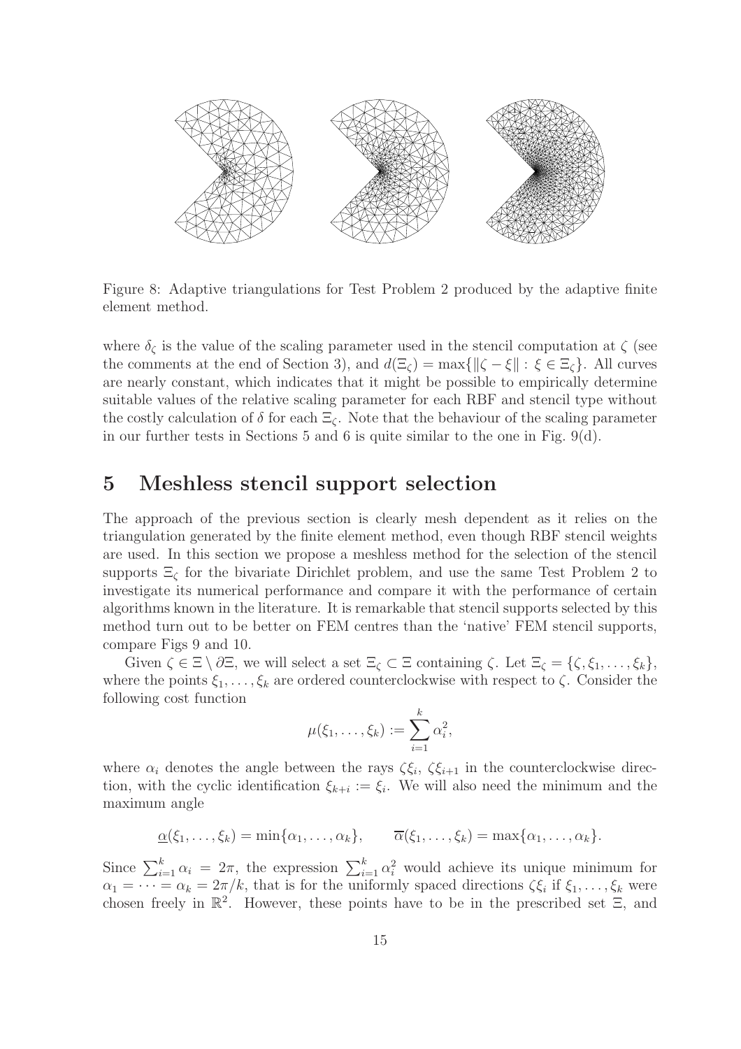Figure 8: Adaptive triangulations for Test Problem 2 produced by the adaptive finite element method.

where $\delta_\zeta$ is the value of the scaling parameter used in the stencil computation at $\zeta$ (see the comments at the end of Section 3), and $d(\Xi_\zeta) = \max\{\|\zeta - \xi\| : \xi \in \Xi_\zeta\}$. All curves are nearly constant, which indicates that it might be possible to empirically determine suitable values of the relative scaling parameter for each RBF and stencil type without the costly calculation of $\delta$ for each $\Xi_\zeta$. Note that the behaviour of the scaling parameter in our further tests in Sections 5 and 6 is quite similar to the one in Fig. 9(d).

# 5 Meshless stencil support selection

The approach of the previous section is clearly mesh dependent as it relies on the triangulation generated by the finite element method, even though RBF stencil weights are used. In this section we propose a meshless method for the selection of the stencil supports $\Xi_\zeta$ for the bivariate Dirichlet problem, and use the same Test Problem 2 to investigate its numerical performance and compare it with the performance of certain algorithms known in the literature. It is remarkable that stencil supports selected by this method turn out to be better on FEM centres than the 'native' FEM stencil supports, compare Figs 9 and 10.

Given $\zeta \in \Xi \setminus \partial\Xi$, we will select a set $\Xi_\zeta \subset \Xi$ containing $\zeta$. Let $\Xi_\zeta = \{\zeta, \xi_1, \ldots, \xi_k\}$, where the points $\xi_1, \ldots, \xi_k$ are ordered counterclockwise with respect to $\zeta$. Consider the following cost function

$$\mu(\xi_1, \ldots, \xi_k) := \sum_{i=1}^{k} \alpha_i^2,$$

where $\alpha_i$ denotes the angle between the rays $\zeta\xi_i$, $\zeta\xi_{i+1}$ in the counterclockwise direction, with the cyclic identification $\xi_{k+i} := \xi_i$. We will also need the minimum and the maximum angle

$$\underline{\alpha}(\xi_1, \ldots, \xi_k) = \min\{\alpha_1, \ldots, \alpha_k\}, \qquad \overline{\alpha}(\xi_1, \ldots, \xi_k) = \max\{\alpha_1, \ldots, \alpha_k\}.$$

Since $\sum_{i=1}^{k} \alpha_i = 2\pi$, the expression $\sum_{i=1}^{k} \alpha_i^2$ would achieve its unique minimum for $\alpha_1 = \cdots = \alpha_k = 2\pi/k$, that is for the uniformly spaced directions $\zeta\xi_i$ if $\xi_1, \ldots, \xi_k$ were chosen freely in $\mathbb{R}^2$. However, these points have to be in the prescribed set $\Xi$, and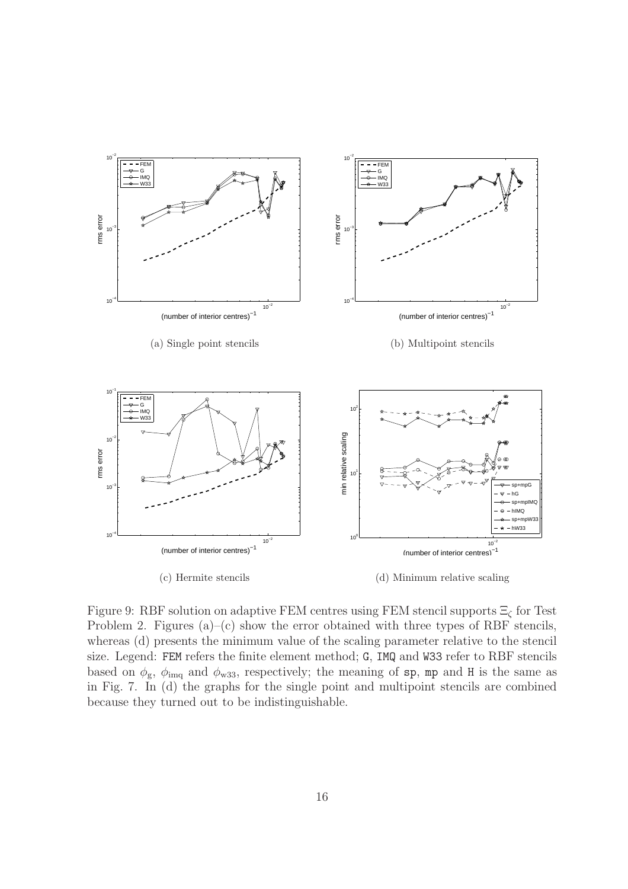(a) Single point stencils

(b) Multipoint stencils

(c) Hermite stencils

(d) Minimum relative scaling

Figure 9: RBF solution on adaptive FEM centres using FEM stencil supports $\Xi_\zeta$ for Test Problem 2. Figures (a)–(c) show the error obtained with three types of RBF stencils, whereas (d) presents the minimum value of the scaling parameter relative to the stencil size. Legend: FEM refers the finite element method; G, IMQ and W33 refer to RBF stencils based on $\phi_{\rm g}$, $\phi_{\rm imq}$ and $\phi_{\rm w33}$, respectively; the meaning of sp, mp and H is the same as in Fig. 7. In (d) the graphs for the single point and multipoint stencils are combined because they turned out to be indistinguishable.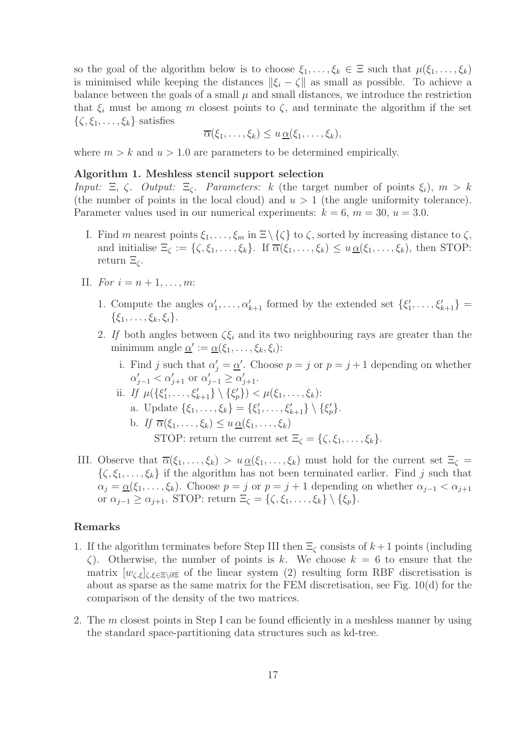so the goal of the algorithm below is to choose $\xi_1, \dots, \xi_k \in \Xi$ such that $\mu(\xi_1, \dots, \xi_k)$ is minimised while keeping the distances $\|\xi_i - \zeta\|$ as small as possible. To achieve a balance between the goals of a small $\mu$ and small distances, we introduce the restriction that $\xi_i$ must be among $m$ closest points to $\zeta$, and terminate the algorithm if the set $\{\zeta, \xi_1, \dots, \xi_k\}$ satisfies

$$\overline{\alpha}(\xi_1, \dots, \xi_k) \leq u \, \underline{\alpha}(\xi_1, \dots, \xi_k),$$

where $m > k$ and $u > 1.0$ are parameters to be determined empirically.

**Algorithm 1. Meshless stencil support selection**

*Input:* $\Xi$, $\zeta$. *Output:* $\Xi_\zeta$. *Parameters:* $k$ (the target number of points $\xi_i$), $m > k$ (the number of points in the local cloud) and $u > 1$ (the angle uniformity tolerance). Parameter values used in our numerical experiments: $k = 6$, $m = 30$, $u = 3.0$.

I. Find $m$ nearest points $\xi_1, \dots, \xi_m$ in $\Xi \setminus \{\zeta\}$ to $\zeta$, sorted by increasing distance to $\zeta$, and initialise $\Xi_\zeta := \{\zeta, \xi_1, \dots, \xi_k\}$. If $\overline{\alpha}(\xi_1, \dots, \xi_k) \leq u \, \underline{\alpha}(\xi_1, \dots, \xi_k)$, then STOP: return $\Xi_\zeta$.

II. *For* $i = n + 1, \dots, m$:

1. Compute the angles $\alpha'_1, \dots, \alpha'_{k+1}$ formed by the extended set $\{\xi'_1, \dots, \xi'_{k+1}\} = \{\xi_1, \dots, \xi_k, \xi_i\}$.
2. *If* both angles between $\zeta\xi_i$ and its two neighbouring rays are greater than the minimum angle $\underline{\alpha}' := \underline{\alpha}(\xi_1, \dots, \xi_k, \xi_i)$:
   - i. Find $j$ such that $\alpha'_j = \underline{\alpha}'$. Choose $p = j$ or $p = j + 1$ depending on whether $\alpha'_{j-1} < \alpha'_{j+1}$ or $\alpha'_{j-1} \geq \alpha'_{j+1}$.
   - ii. *If* $\mu(\{\xi'_1, \dots, \xi'_{k+1}\} \setminus \{\xi'_p\}) < \mu(\xi_1, \dots, \xi_k)$:
     - a. Update $\{\xi_1, \dots, \xi_k\} = \{\xi'_1, \dots, \xi'_{k+1}\} \setminus \{\xi'_p\}$.
     - b. *If* $\overline{\alpha}(\xi_1, \dots, \xi_k) \leq u \, \underline{\alpha}(\xi_1, \dots, \xi_k)$
       STOP: return the current set $\Xi_\zeta = \{\zeta, \xi_1, \dots, \xi_k\}$.

III. Observe that $\overline{\alpha}(\xi_1, \dots, \xi_k) > u \, \underline{\alpha}(\xi_1, \dots, \xi_k)$ must hold for the current set $\Xi_\zeta = \{\zeta, \xi_1, \dots, \xi_k\}$ if the algorithm has not been terminated earlier. Find $j$ such that $\alpha_j = \underline{\alpha}(\xi_1, \dots, \xi_k)$. Choose $p = j$ or $p = j + 1$ depending on whether $\alpha_{j-1} < \alpha_{j+1}$ or $\alpha_{j-1} \geq \alpha_{j+1}$. STOP: return $\Xi_\zeta = \{\zeta, \xi_1, \dots, \xi_k\} \setminus \{\xi_p\}$.

**Remarks**

1. If the algorithm terminates before Step III then $\Xi_\zeta$ consists of $k+1$ points (including $\zeta$). Otherwise, the number of points is $k$. We choose $k = 6$ to ensure that the matrix $[w_{\zeta,\xi}]_{\zeta,\xi \in \Xi \setminus \partial\Xi}$ of the linear system (2) resulting form RBF discretisation is about as sparse as the same matrix for the FEM discretisation, see Fig. 10(d) for the comparison of the density of the two matrices.
2. The $m$ closest points in Step I can be found efficiently in a meshless manner by using the standard space-partitioning data structures such as kd-tree.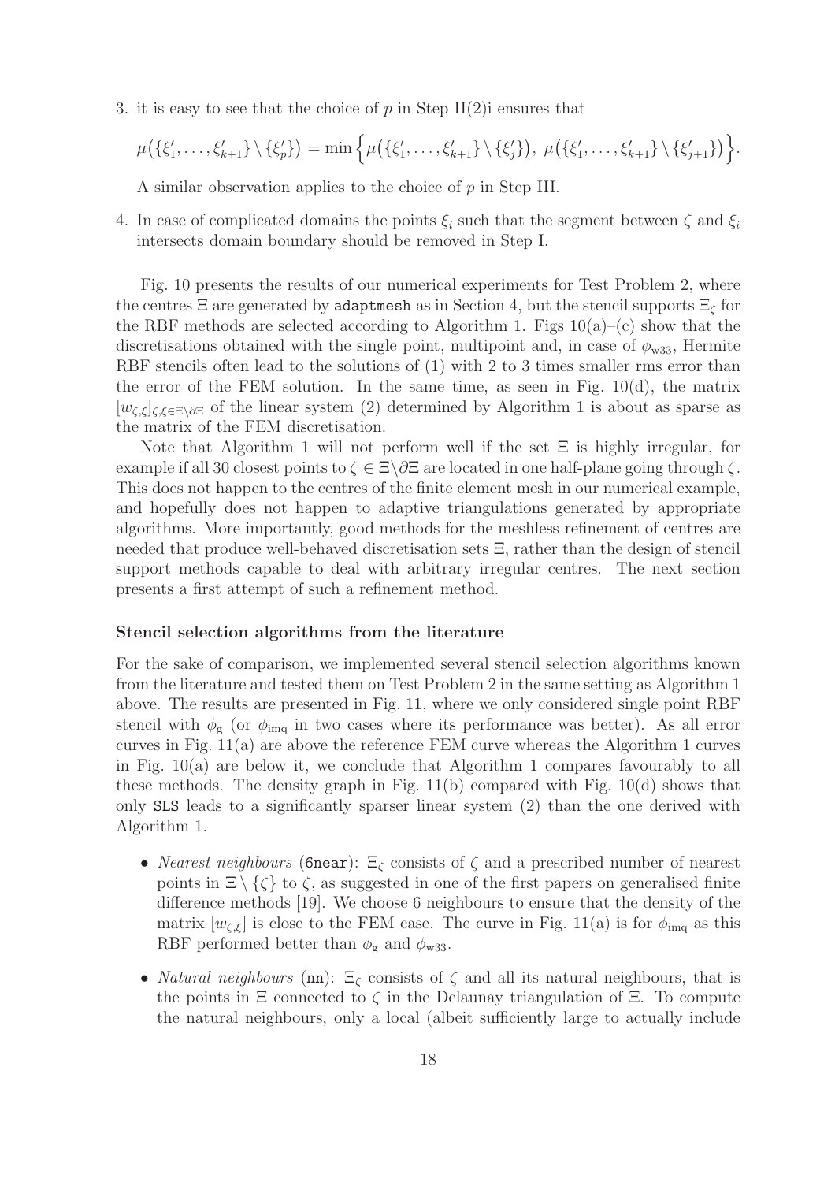3. it is easy to see that the choice of $p$ in Step II(2)i ensures that

$$\mu\big(\{\xi'_1,\dots,\xi'_{k+1}\}\setminus\{\xi'_p\}\big) = \min\Big\{\mu\big(\{\xi'_1,\dots,\xi'_{k+1}\}\setminus\{\xi'_j\}\big),\ \mu\big(\{\xi'_1,\dots,\xi'_{k+1}\}\setminus\{\xi'_{j+1}\}\big)\Big\}.$$

   A similar observation applies to the choice of $p$ in Step III.

4. In case of complicated domains the points $\xi_i$ such that the segment between $\zeta$ and $\xi_i$ intersects domain boundary should be removed in Step I.

Fig. 10 presents the results of our numerical experiments for Test Problem 2, where the centres $\Xi$ are generated by adaptmesh as in Section 4, but the stencil supports $\Xi_\zeta$ for the RBF methods are selected according to Algorithm 1. Figs 10(a)–(c) show that the discretisations obtained with the single point, multipoint and, in case of $\phi_{w33}$, Hermite RBF stencils often lead to the solutions of (1) with 2 to 3 times smaller rms error than the error of the FEM solution. In the same time, as seen in Fig. 10(d), the matrix $[w_{\zeta,\xi}]_{\zeta,\xi\in\Xi\setminus\partial\Xi}$ of the linear system (2) determined by Algorithm 1 is about as sparse as the matrix of the FEM discretisation.

Note that Algorithm 1 will not perform well if the set $\Xi$ is highly irregular, for example if all 30 closest points to $\zeta \in \Xi\setminus\partial\Xi$ are located in one half-plane going through $\zeta$. This does not happen to the centres of the finite element mesh in our numerical example, and hopefully does not happen to adaptive triangulations generated by appropriate algorithms. More importantly, good methods for the meshless refinement of centres are needed that produce well-behaved discretisation sets $\Xi$, rather than the design of stencil support methods capable to deal with arbitrary irregular centres. The next section presents a first attempt of such a refinement method.

**Stencil selection algorithms from the literature**

For the sake of comparison, we implemented several stencil selection algorithms known from the literature and tested them on Test Problem 2 in the same setting as Algorithm 1 above. The results are presented in Fig. 11, where we only considered single point RBF stencil with $\phi_g$ (or $\phi_{imq}$ in two cases where its performance was better). As all error curves in Fig. 11(a) are above the reference FEM curve whereas the Algorithm 1 curves in Fig. 10(a) are below it, we conclude that Algorithm 1 compares favourably to all these methods. The density graph in Fig. 11(b) compared with Fig. 10(d) shows that only SLS leads to a significantly sparser linear system (2) than the one derived with Algorithm 1.

- *Nearest neighbours* (6near): $\Xi_\zeta$ consists of $\zeta$ and a prescribed number of nearest points in $\Xi\setminus\{\zeta\}$ to $\zeta$, as suggested in one of the first papers on generalised finite difference methods [19]. We choose 6 neighbours to ensure that the density of the matrix $[w_{\zeta,\xi}]$ is close to the FEM case. The curve in Fig. 11(a) is for $\phi_{imq}$ as this RBF performed better than $\phi_g$ and $\phi_{w33}$.

- *Natural neighbours* (nn): $\Xi_\zeta$ consists of $\zeta$ and all its natural neighbours, that is the points in $\Xi$ connected to $\zeta$ in the Delaunay triangulation of $\Xi$. To compute the natural neighbours, only a local (albeit sufficiently large to actually include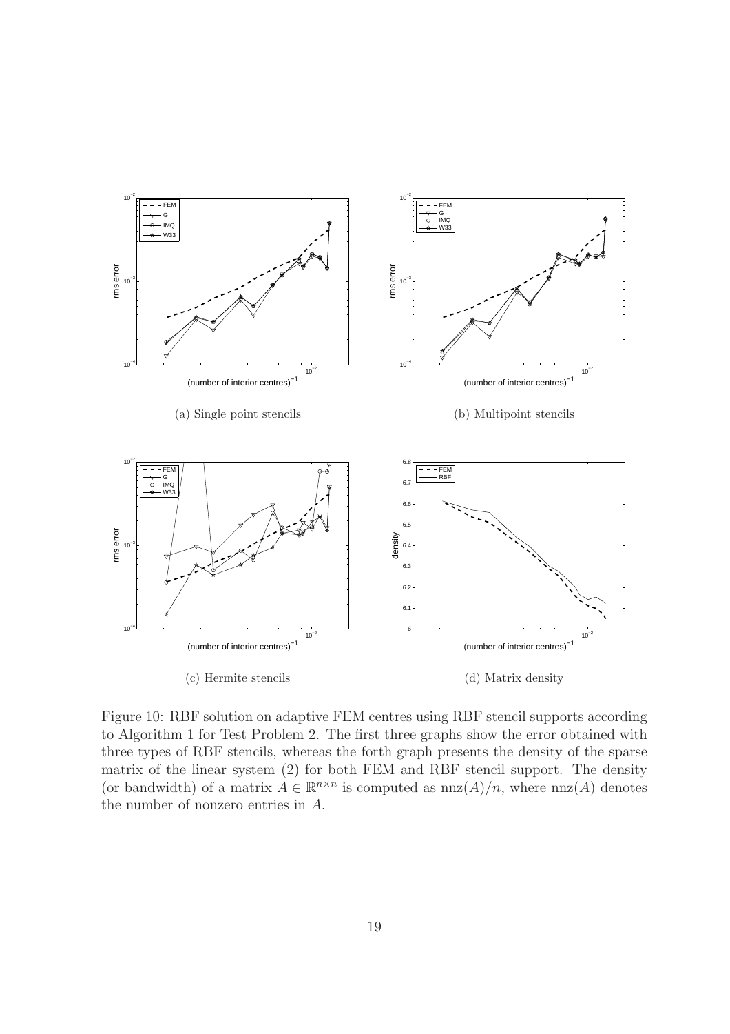(a) Single point stencils

(b) Multipoint stencils

(c) Hermite stencils

(d) Matrix density

Figure 10: RBF solution on adaptive FEM centres using RBF stencil supports according to Algorithm 1 for Test Problem 2. The first three graphs show the error obtained with three types of RBF stencils, whereas the forth graph presents the density of the sparse matrix of the linear system (2) for both FEM and RBF stencil support. The density (or bandwidth) of a matrix $A \in \mathbb{R}^{n \times n}$ is computed as $\mathrm{nnz}(A)/n$, where $\mathrm{nnz}(A)$ denotes the number of nonzero entries in $A$.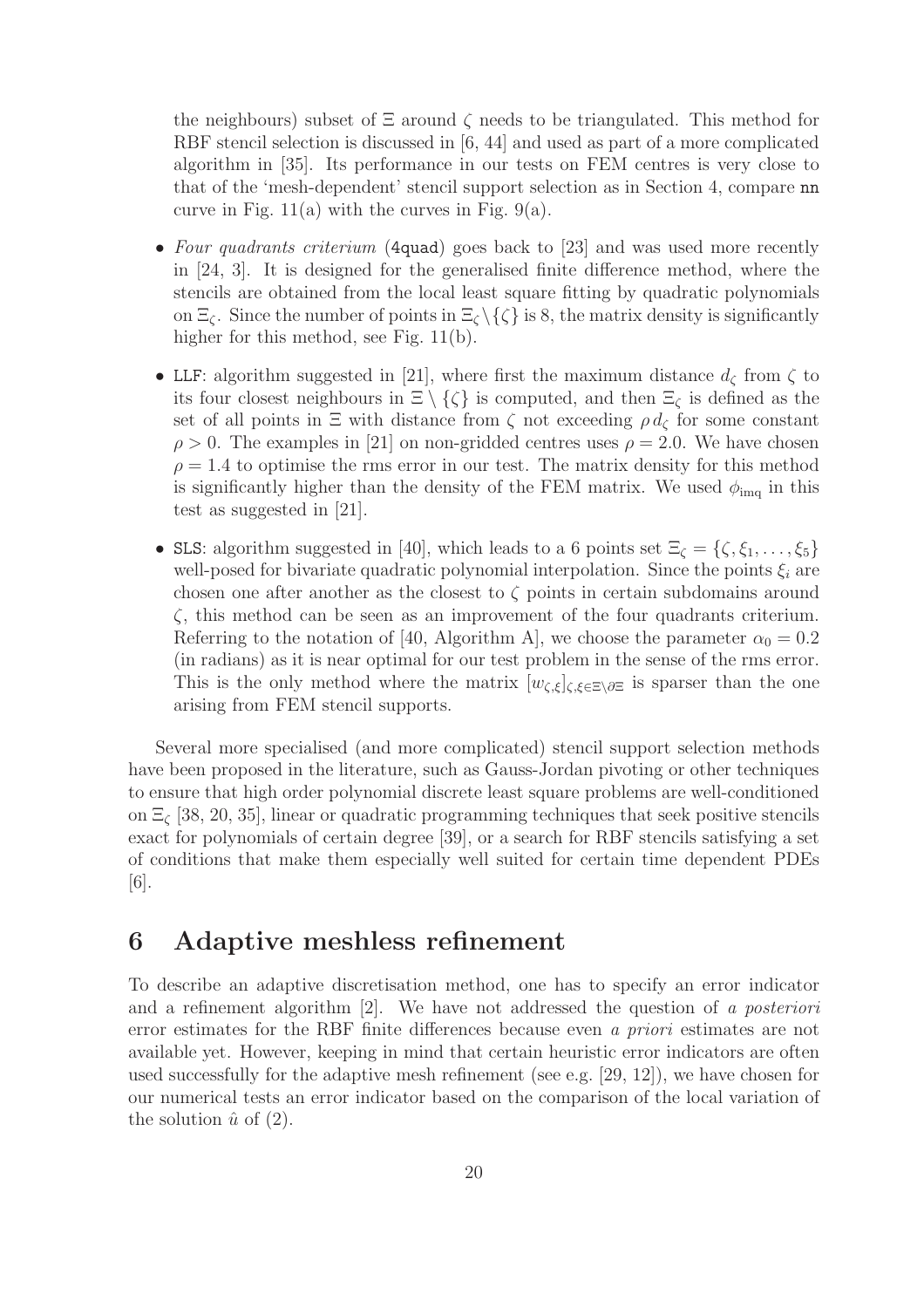the neighbours) subset of $\Xi$ around $\zeta$ needs to be triangulated. This method for RBF stencil selection is discussed in [6, 44] and used as part of a more complicated algorithm in [35]. Its performance in our tests on FEM centres is very close to that of the 'mesh-dependent' stencil support selection as in Section 4, compare `nn` curve in Fig. 11(a) with the curves in Fig. 9(a).

- *Four quadrants criterium* (`4quad`) goes back to [23] and was used more recently in [24, 3]. It is designed for the generalised finite difference method, where the stencils are obtained from the local least square fitting by quadratic polynomials on $\Xi_\zeta$. Since the number of points in $\Xi_\zeta \setminus \{\zeta\}$ is 8, the matrix density is significantly higher for this method, see Fig. 11(b).

- `LLF`: algorithm suggested in [21], where first the maximum distance $d_\zeta$ from $\zeta$ to its four closest neighbours in $\Xi \setminus \{\zeta\}$ is computed, and then $\Xi_\zeta$ is defined as the set of all points in $\Xi$ with distance from $\zeta$ not exceeding $\rho\, d_\zeta$ for some constant $\rho > 0$. The examples in [21] on non-gridded centres uses $\rho = 2.0$. We have chosen $\rho = 1.4$ to optimise the rms error in our test. The matrix density for this method is significantly higher than the density of the FEM matrix. We used $\phi_{\rm imq}$ in this test as suggested in [21].

- `SLS`: algorithm suggested in [40], which leads to a 6 points set $\Xi_\zeta = \{\zeta, \xi_1, \ldots, \xi_5\}$ well-posed for bivariate quadratic polynomial interpolation. Since the points $\xi_i$ are chosen one after another as the closest to $\zeta$ points in certain subdomains around $\zeta$, this method can be seen as an improvement of the four quadrants criterium. Referring to the notation of [40, Algorithm A], we choose the parameter $\alpha_0 = 0.2$ (in radians) as it is near optimal for our test problem in the sense of the rms error. This is the only method where the matrix $[w_{\zeta,\xi}]_{\zeta,\xi\in\Xi\setminus\partial\Xi}$ is sparser than the one arising from FEM stencil supports.

Several more specialised (and more complicated) stencil support selection methods have been proposed in the literature, such as Gauss-Jordan pivoting or other techniques to ensure that high order polynomial discrete least square problems are well-conditioned on $\Xi_\zeta$ [38, 20, 35], linear or quadratic programming techniques that seek positive stencils exact for polynomials of certain degree [39], or a search for RBF stencils satisfying a set of conditions that make them especially well suited for certain time dependent PDEs [6].

# 6 Adaptive meshless refinement

To describe an adaptive discretisation method, one has to specify an error indicator and a refinement algorithm [2]. We have not addressed the question of *a posteriori* error estimates for the RBF finite differences because even *a priori* estimates are not available yet. However, keeping in mind that certain heuristic error indicators are often used successfully for the adaptive mesh refinement (see e.g. [29, 12]), we have chosen for our numerical tests an error indicator based on the comparison of the local variation of the solution $\hat{u}$ of (2).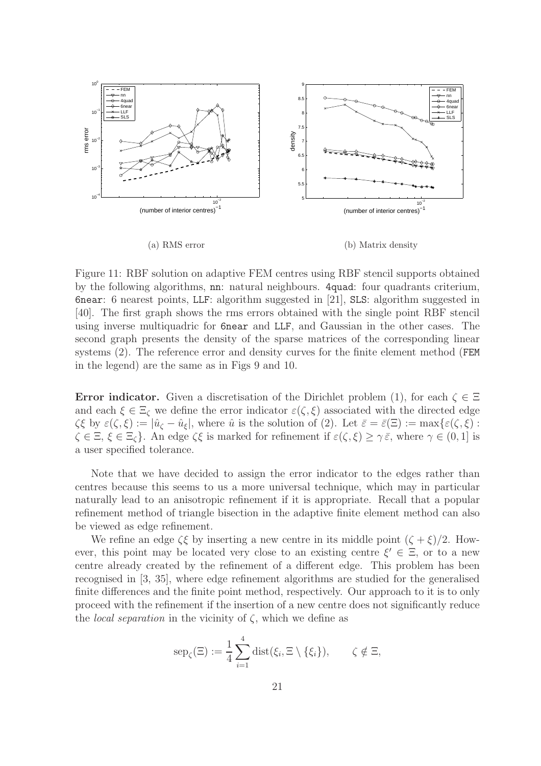(a) RMS error

(b) Matrix density

Figure 11: RBF solution on adaptive FEM centres using RBF stencil supports obtained by the following algorithms, `nn`: natural neighbours. `4quad`: four quadrants criterium, `6near`: 6 nearest points, `LLF`: algorithm suggested in [21], `SLS`: algorithm suggested in [40]. The first graph shows the rms errors obtained with the single point RBF stencil using inverse multiquadric for `6near` and `LLF`, and Gaussian in the other cases. The second graph presents the density of the sparse matrices of the corresponding linear systems (2). The reference error and density curves for the finite element method (`FEM` in the legend) are the same as in Figs 9 and 10.

**Error indicator.** Given a discretisation of the Dirichlet problem (1), for each $\zeta \in \Xi$ and each $\xi \in \Xi_\zeta$ we define the error indicator $\varepsilon(\zeta, \xi)$ associated with the directed edge $\zeta\xi$ by $\varepsilon(\zeta, \xi) := |\hat{u}_\zeta - \hat{u}_\xi|$, where $\hat{u}$ is the solution of (2). Let $\bar{\varepsilon} = \bar{\varepsilon}(\Xi) := \max\{\varepsilon(\zeta, \xi) : \zeta \in \Xi, \xi \in \Xi_\zeta\}$. An edge $\zeta\xi$ is marked for refinement if $\varepsilon(\zeta, \xi) \geq \gamma \bar{\varepsilon}$, where $\gamma \in (0, 1]$ is a user specified tolerance.

Note that we have decided to assign the error indicator to the edges rather than centres because this seems to us a more universal technique, which may in particular naturally lead to an anisotropic refinement if it is appropriate. Recall that a popular refinement method of triangle bisection in the adaptive finite element method can also be viewed as edge refinement.

We refine an edge $\zeta\xi$ by inserting a new centre in its middle point $(\zeta + \xi)/2$. However, this point may be located very close to an existing centre $\xi' \in \Xi$, or to a new centre already created by the refinement of a different edge. This problem has been recognised in [3, 35], where edge refinement algorithms are studied for the generalised finite differences and the finite point method, respectively. Our approach to it is to only proceed with the refinement if the insertion of a new centre does not significantly reduce the *local separation* in the vicinity of $\zeta$, which we define as

$$\text{sep}_\zeta(\Xi) := \frac{1}{4} \sum_{i=1}^{4} \text{dist}(\xi_i, \Xi \setminus \{\xi_i\}), \qquad \zeta \notin \Xi,$$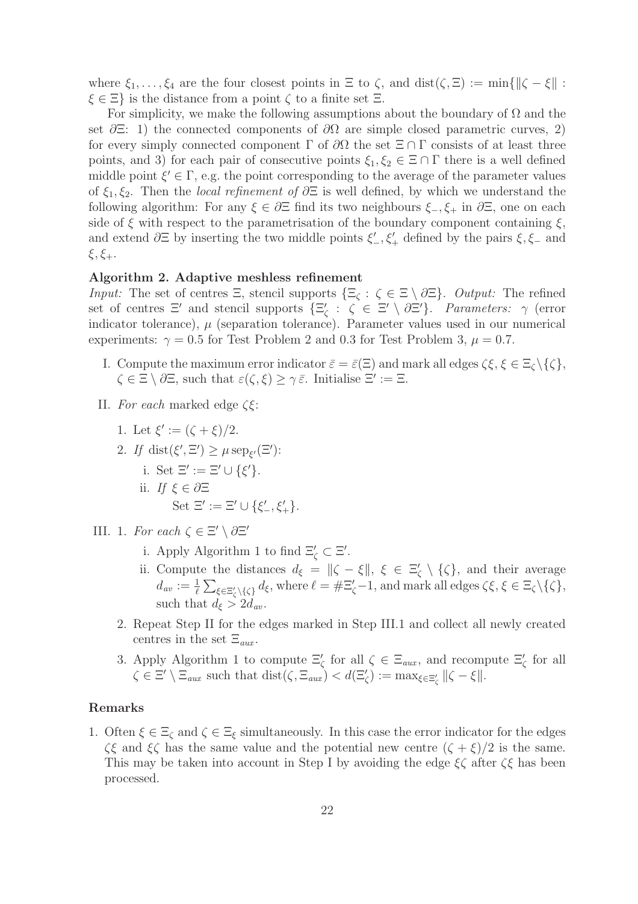where $\xi_1, \ldots, \xi_4$ are the four closest points in $\Xi$ to $\zeta$, and $\operatorname{dist}(\zeta, \Xi) := \min\{\|\zeta - \xi\| : \xi \in \Xi\}$ is the distance from a point $\zeta$ to a finite set $\Xi$.

For simplicity, we make the following assumptions about the boundary of $\Omega$ and the set $\partial\Xi$: 1) the connected components of $\partial\Omega$ are simple closed parametric curves, 2) for every simply connected component $\Gamma$ of $\partial\Omega$ the set $\Xi \cap \Gamma$ consists of at least three points, and 3) for each pair of consecutive points $\xi_1, \xi_2 \in \Xi \cap \Gamma$ there is a well defined middle point $\xi' \in \Gamma$, e.g. the point corresponding to the average of the parameter values of $\xi_1, \xi_2$. Then the *local refinement of* $\partial\Xi$ is well defined, by which we understand the following algorithm: For any $\xi \in \partial\Xi$ find its two neighbours $\xi_-, \xi_+$ in $\partial\Xi$, one on each side of $\xi$ with respect to the parametrisation of the boundary component containing $\xi$, and extend $\partial\Xi$ by inserting the two middle points $\xi'_-, \xi'_+$ defined by the pairs $\xi, \xi_-$ and $\xi, \xi_+$.

**Algorithm 2. Adaptive meshless refinement**

*Input:* The set of centres $\Xi$, stencil supports $\{\Xi_\zeta : \zeta \in \Xi \setminus \partial\Xi\}$. *Output:* The refined set of centres $\Xi'$ and stencil supports $\{\Xi'_\zeta : \zeta \in \Xi' \setminus \partial\Xi'\}$. *Parameters:* $\gamma$ (error indicator tolerance), $\mu$ (separation tolerance). Parameter values used in our numerical experiments: $\gamma = 0.5$ for Test Problem 2 and 0.3 for Test Problem 3, $\mu = 0.7$.

I. Compute the maximum error indicator $\bar{\varepsilon} = \bar{\varepsilon}(\Xi)$ and mark all edges $\zeta\xi$, $\xi \in \Xi_\zeta \setminus \{\zeta\}$, $\zeta \in \Xi \setminus \partial\Xi$, such that $\varepsilon(\zeta, \xi) \geq \gamma\,\bar{\varepsilon}$. Initialise $\Xi' := \Xi$.

II. *For each* marked edge $\zeta\xi$:

1. Let $\xi' := (\zeta + \xi)/2$.
2. *If* $\operatorname{dist}(\xi', \Xi') \geq \mu \operatorname{sep}_{\xi'}(\Xi')$:
   - i. Set $\Xi' := \Xi' \cup \{\xi'\}$.
   - ii. *If* $\xi \in \partial\Xi$
     Set $\Xi' := \Xi' \cup \{\xi'_-, \xi'_+\}$.

III. 1. *For each* $\zeta \in \Xi' \setminus \partial\Xi'$

   - i. Apply Algorithm 1 to find $\Xi'_\zeta \subset \Xi'$.
   - ii. Compute the distances $d_\xi = \|\zeta - \xi\|$, $\xi \in \Xi'_\zeta \setminus \{\zeta\}$, and their average $d_{av} := \frac{1}{\ell} \sum_{\xi \in \Xi'_\zeta \setminus \{\zeta\}} d_\xi$, where $\ell = \#\Xi'_\zeta - 1$, and mark all edges $\zeta\xi$, $\xi \in \Xi_\zeta \setminus \{\zeta\}$, such that $d_\xi > 2d_{av}$.

2. Repeat Step II for the edges marked in Step III.1 and collect all newly created centres in the set $\Xi_{aux}$.

3. Apply Algorithm 1 to compute $\Xi'_\zeta$ for all $\zeta \in \Xi_{aux}$, and recompute $\Xi'_\zeta$ for all $\zeta \in \Xi' \setminus \Xi_{aux}$ such that $\operatorname{dist}(\zeta, \Xi_{aux}) < d(\Xi'_\zeta) := \max_{\xi \in \Xi'_\zeta} \|\zeta - \xi\|$.

**Remarks**

1. Often $\xi \in \Xi_\zeta$ and $\zeta \in \Xi_\xi$ simultaneously. In this case the error indicator for the edges $\zeta\xi$ and $\xi\zeta$ has the same value and the potential new centre $(\zeta + \xi)/2$ is the same. This may be taken into account in Step I by avoiding the edge $\xi\zeta$ after $\zeta\xi$ has been processed.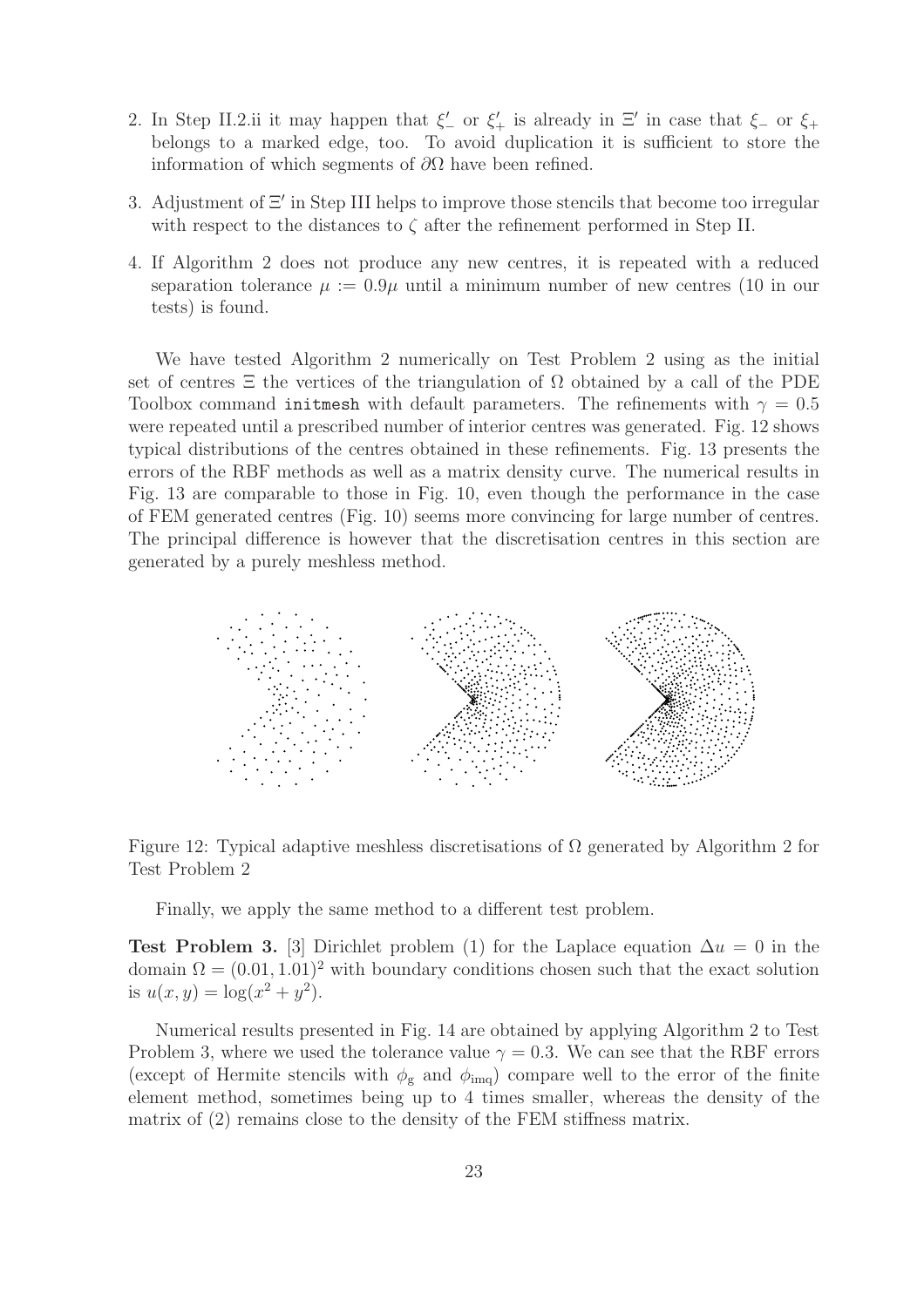2. In Step II.2.ii it may happen that $\xi'_-$ or $\xi'_+$ is already in $\Xi'$ in case that $\xi_-$ or $\xi_+$ belongs to a marked edge, too. To avoid duplication it is sufficient to store the information of which segments of $\partial\Omega$ have been refined.
3. Adjustment of $\Xi'$ in Step III helps to improve those stencils that become too irregular with respect to the distances to $\zeta$ after the refinement performed in Step II.
4. If Algorithm 2 does not produce any new centres, it is repeated with a reduced separation tolerance $\mu := 0.9\mu$ until a minimum number of new centres (10 in our tests) is found.

We have tested Algorithm 2 numerically on Test Problem 2 using as the initial set of centres $\Xi$ the vertices of the triangulation of $\Omega$ obtained by a call of the PDE Toolbox command `initmesh` with default parameters. The refinements with $\gamma = 0.5$ were repeated until a prescribed number of interior centres was generated. Fig. 12 shows typical distributions of the centres obtained in these refinements. Fig. 13 presents the errors of the RBF methods as well as a matrix density curve. The numerical results in Fig. 13 are comparable to those in Fig. 10, even though the performance in the case of FEM generated centres (Fig. 10) seems more convincing for large number of centres. The principal difference is however that the discretisation centres in this section are generated by a purely meshless method.

Figure 12: Typical adaptive meshless discretisations of $\Omega$ generated by Algorithm 2 for Test Problem 2

Finally, we apply the same method to a different test problem.

**Test Problem 3.** [3] Dirichlet problem (1) for the Laplace equation $\Delta u = 0$ in the domain $\Omega = (0.01, 1.01)^2$ with boundary conditions chosen such that the exact solution is $u(x, y) = \log(x^2 + y^2)$.

Numerical results presented in Fig. 14 are obtained by applying Algorithm 2 to Test Problem 3, where we used the tolerance value $\gamma = 0.3$. We can see that the RBF errors (except of Hermite stencils with $\phi_{\rm g}$ and $\phi_{\rm imq}$) compare well to the error of the finite element method, sometimes being up to 4 times smaller, whereas the density of the matrix of (2) remains close to the density of the FEM stiffness matrix.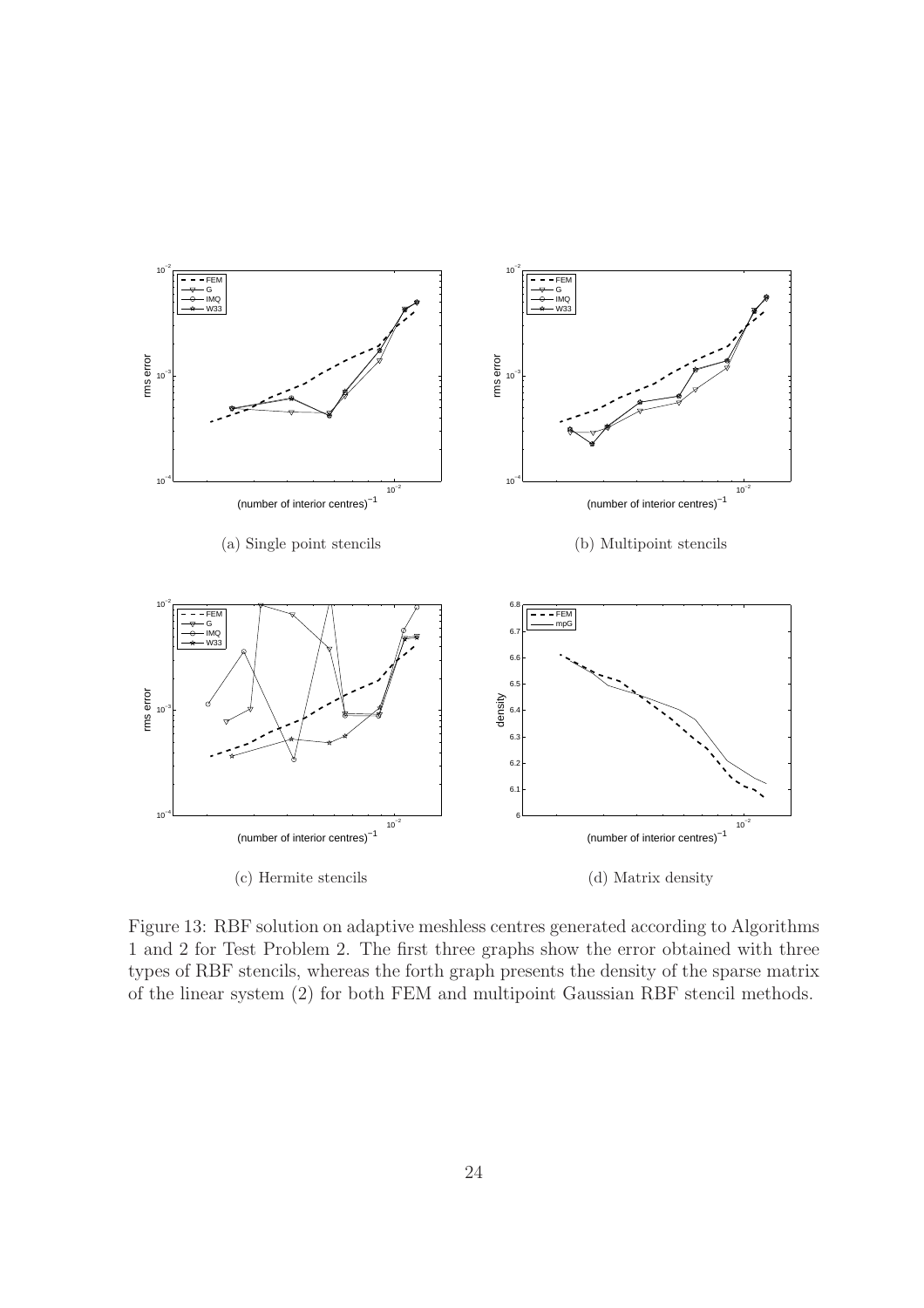(a) Single point stencils

(b) Multipoint stencils

(c) Hermite stencils

(d) Matrix density

Figure 13: RBF solution on adaptive meshless centres generated according to Algorithms 1 and 2 for Test Problem 2. The first three graphs show the error obtained with three types of RBF stencils, whereas the forth graph presents the density of the sparse matrix of the linear system (2) for both FEM and multipoint Gaussian RBF stencil methods.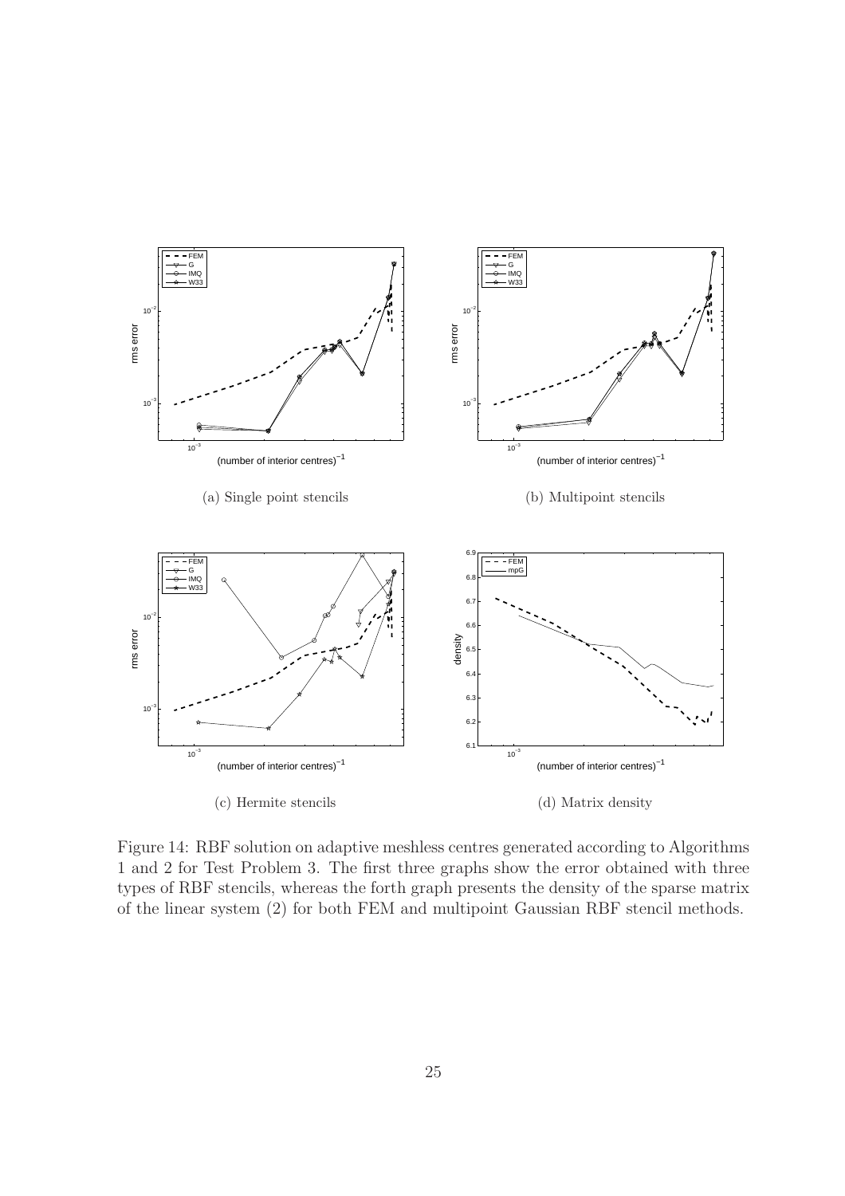(a) Single point stencils

(b) Multipoint stencils

(c) Hermite stencils

(d) Matrix density

Figure 14: RBF solution on adaptive meshless centres generated according to Algorithms 1 and 2 for Test Problem 3. The first three graphs show the error obtained with three types of RBF stencils, whereas the forth graph presents the density of the sparse matrix of the linear system (2) for both FEM and multipoint Gaussian RBF stencil methods.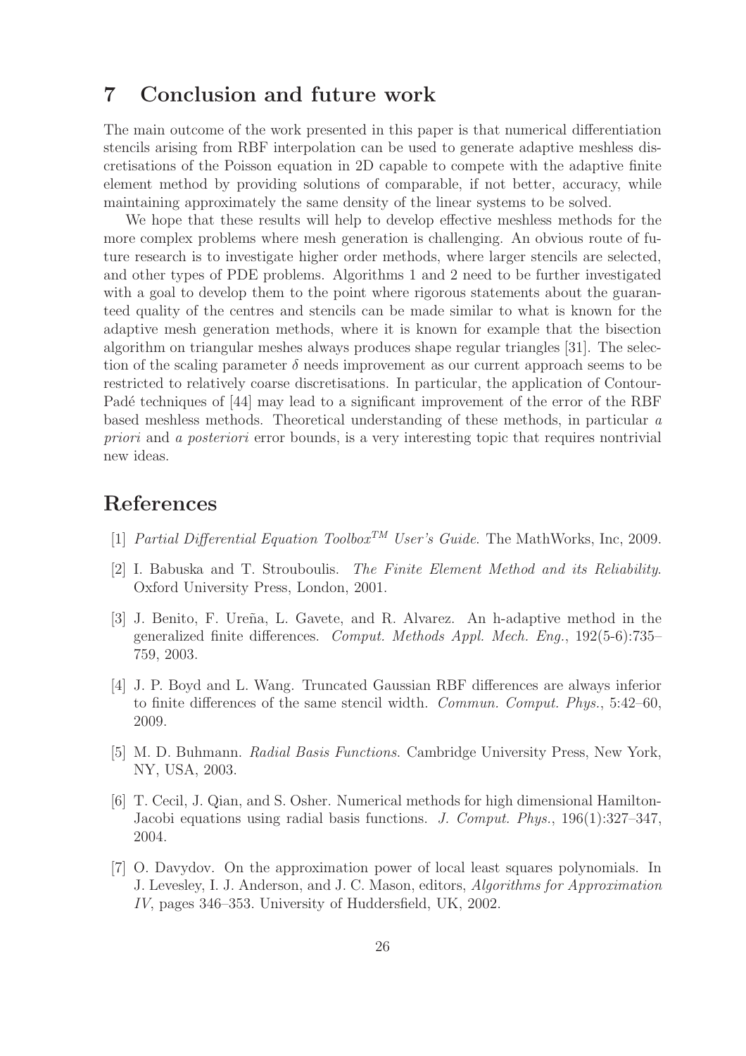## 7 Conclusion and future work

The main outcome of the work presented in this paper is that numerical differentiation stencils arising from RBF interpolation can be used to generate adaptive meshless discretisations of the Poisson equation in 2D capable to compete with the adaptive finite element method by providing solutions of comparable, if not better, accuracy, while maintaining approximately the same density of the linear systems to be solved.

We hope that these results will help to develop effective meshless methods for the more complex problems where mesh generation is challenging. An obvious route of future research is to investigate higher order methods, where larger stencils are selected, and other types of PDE problems. Algorithms 1 and 2 need to be further investigated with a goal to develop them to the point where rigorous statements about the guaranteed quality of the centres and stencils can be made similar to what is known for the adaptive mesh generation methods, where it is known for example that the bisection algorithm on triangular meshes always produces shape regular triangles [31]. The selection of the scaling parameter $\delta$ needs improvement as our current approach seems to be restricted to relatively coarse discretisations. In particular, the application of Contour-Padé techniques of [44] may lead to a significant improvement of the error of the RBF based meshless methods. Theoretical understanding of these methods, in particular *a priori* and *a posteriori* error bounds, is a very interesting topic that requires nontrivial new ideas.

## References

[1] *Partial Differential Equation Toolbox$^{TM}$ User's Guide*. The MathWorks, Inc, 2009.

[2] I. Babuska and T. Strouboulis. *The Finite Element Method and its Reliability.* Oxford University Press, London, 2001.

[3] J. Benito, F. Ureña, L. Gavete, and R. Alvarez. An h-adaptive method in the generalized finite differences. *Comput. Methods Appl. Mech. Eng.*, 192(5-6):735–759, 2003.

[4] J. P. Boyd and L. Wang. Truncated Gaussian RBF differences are always inferior to finite differences of the same stencil width. *Commun. Comput. Phys.*, 5:42–60, 2009.

[5] M. D. Buhmann. *Radial Basis Functions.* Cambridge University Press, New York, NY, USA, 2003.

[6] T. Cecil, J. Qian, and S. Osher. Numerical methods for high dimensional Hamilton-Jacobi equations using radial basis functions. *J. Comput. Phys.*, 196(1):327–347, 2004.

[7] O. Davydov. On the approximation power of local least squares polynomials. In J. Levesley, I. J. Anderson, and J. C. Mason, editors, *Algorithms for Approximation IV*, pages 346–353. University of Huddersfield, UK, 2002.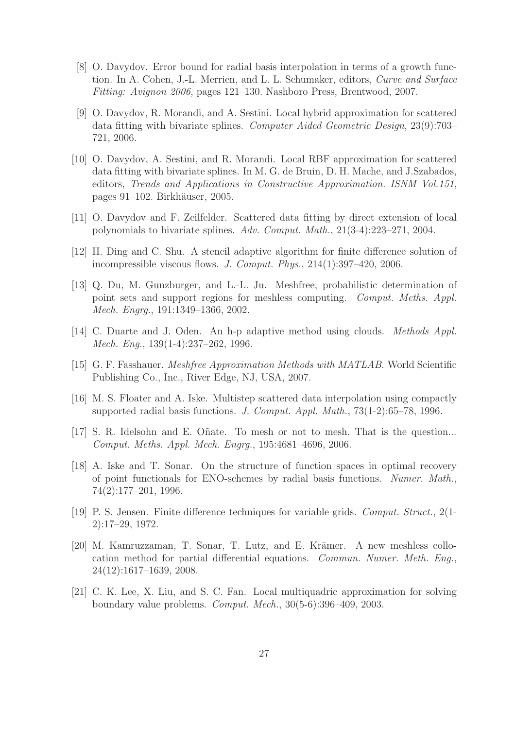[8] O. Davydov. Error bound for radial basis interpolation in terms of a growth function. In A. Cohen, J.-L. Merrien, and L. L. Schumaker, editors, *Curve and Surface Fitting: Avignon 2006*, pages 121–130. Nashboro Press, Brentwood, 2007.

[9] O. Davydov, R. Morandi, and A. Sestini. Local hybrid approximation for scattered data fitting with bivariate splines. *Computer Aided Geometric Design*, 23(9):703–721, 2006.

[10] O. Davydov, A. Sestini, and R. Morandi. Local RBF approximation for scattered data fitting with bivariate splines. In M. G. de Bruin, D. H. Mache, and J.Szabados, editors, *Trends and Applications in Constructive Approximation. ISNM Vol.151*, pages 91–102. Birkhäuser, 2005.

[11] O. Davydov and F. Zeilfelder. Scattered data fitting by direct extension of local polynomials to bivariate splines. *Adv. Comput. Math.*, 21(3-4):223–271, 2004.

[12] H. Ding and C. Shu. A stencil adaptive algorithm for finite difference solution of incompressible viscous flows. *J. Comput. Phys.*, 214(1):397–420, 2006.

[13] Q. Du, M. Gunzburger, and L.-L. Ju. Meshfree, probabilistic determination of point sets and support regions for meshless computing. *Comput. Meths. Appl. Mech. Engrg.*, 191:1349–1366, 2002.

[14] C. Duarte and J. Oden. An h-p adaptive method using clouds. *Methods Appl. Mech. Eng.*, 139(1-4):237–262, 1996.

[15] G. F. Fasshauer. *Meshfree Approximation Methods with MATLAB*. World Scientific Publishing Co., Inc., River Edge, NJ, USA, 2007.

[16] M. S. Floater and A. Iske. Multistep scattered data interpolation using compactly supported radial basis functions. *J. Comput. Appl. Math.*, 73(1-2):65–78, 1996.

[17] S. R. Idelsohn and E. Oñate. To mesh or not to mesh. That is the question... *Comput. Meths. Appl. Mech. Engrg.*, 195:4681–4696, 2006.

[18] A. Iske and T. Sonar. On the structure of function spaces in optimal recovery of point functionals for ENO-schemes by radial basis functions. *Numer. Math.*, 74(2):177–201, 1996.

[19] P. S. Jensen. Finite difference techniques for variable grids. *Comput. Struct.*, 2(1-2):17–29, 1972.

[20] M. Kamruzzaman, T. Sonar, T. Lutz, and E. Krämer. A new meshless collocation method for partial differential equations. *Commun. Numer. Meth. Eng.*, 24(12):1617–1639, 2008.

[21] C. K. Lee, X. Liu, and S. C. Fan. Local multiquadric approximation for solving boundary value problems. *Comput. Mech.*, 30(5-6):396–409, 2003.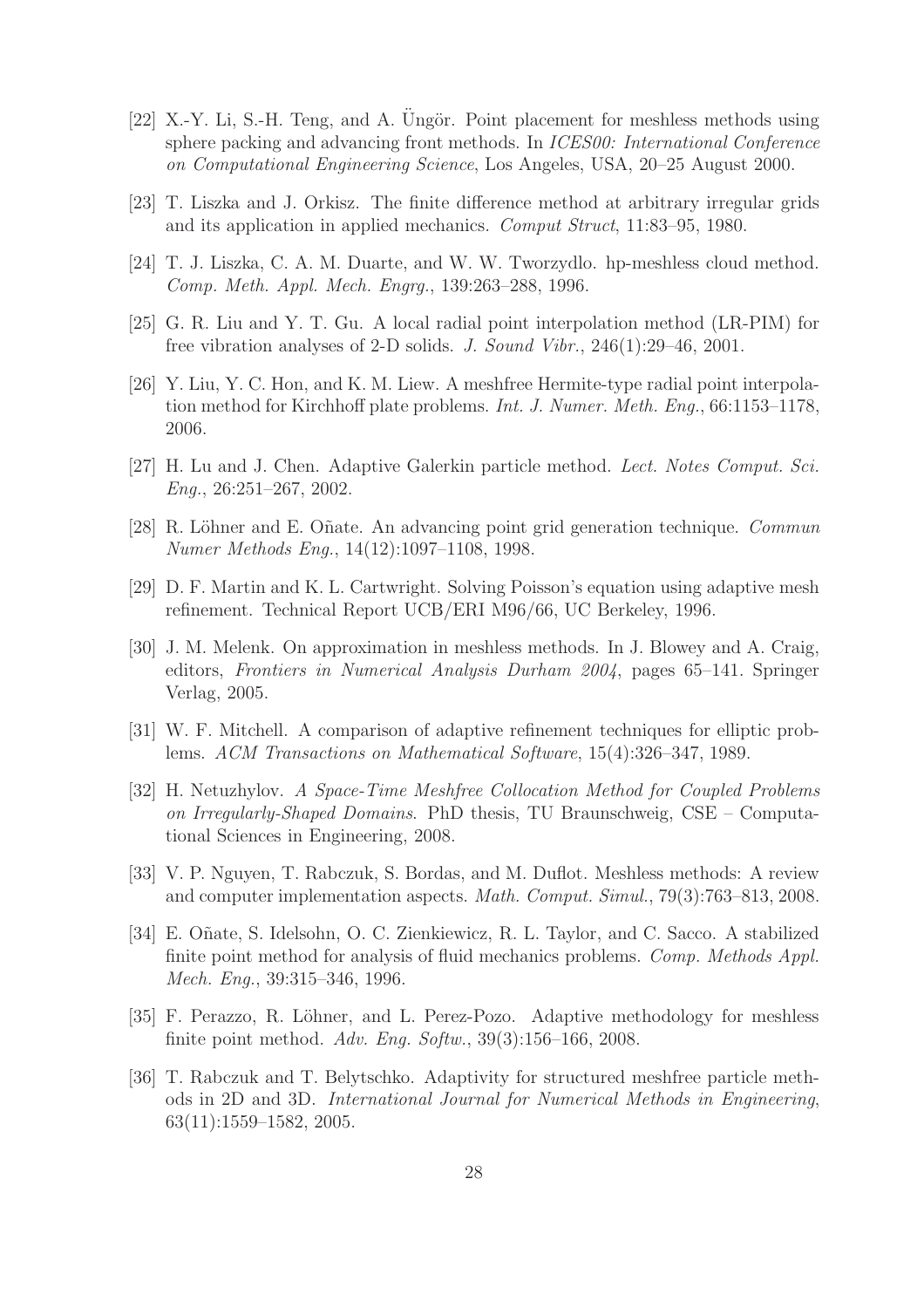[22] X.-Y. Li, S.-H. Teng, and A. Üngör. Point placement for meshless methods using sphere packing and advancing front methods. In *ICES00: International Conference on Computational Engineering Science*, Los Angeles, USA, 20–25 August 2000.

[23] T. Liszka and J. Orkisz. The finite difference method at arbitrary irregular grids and its application in applied mechanics. *Comput Struct*, 11:83–95, 1980.

[24] T. J. Liszka, C. A. M. Duarte, and W. W. Tworzydlo. hp-meshless cloud method. *Comp. Meth. Appl. Mech. Engrg.*, 139:263–288, 1996.

[25] G. R. Liu and Y. T. Gu. A local radial point interpolation method (LR-PIM) for free vibration analyses of 2-D solids. *J. Sound Vibr.*, 246(1):29–46, 2001.

[26] Y. Liu, Y. C. Hon, and K. M. Liew. A meshfree Hermite-type radial point interpolation method for Kirchhoff plate problems. *Int. J. Numer. Meth. Eng.*, 66:1153–1178, 2006.

[27] H. Lu and J. Chen. Adaptive Galerkin particle method. *Lect. Notes Comput. Sci. Eng.*, 26:251–267, 2002.

[28] R. Löhner and E. Oñate. An advancing point grid generation technique. *Commun Numer Methods Eng.*, 14(12):1097–1108, 1998.

[29] D. F. Martin and K. L. Cartwright. Solving Poisson's equation using adaptive mesh refinement. Technical Report UCB/ERI M96/66, UC Berkeley, 1996.

[30] J. M. Melenk. On approximation in meshless methods. In J. Blowey and A. Craig, editors, *Frontiers in Numerical Analysis Durham 2004*, pages 65–141. Springer Verlag, 2005.

[31] W. F. Mitchell. A comparison of adaptive refinement techniques for elliptic problems. *ACM Transactions on Mathematical Software*, 15(4):326–347, 1989.

[32] H. Netuzhylov. *A Space-Time Meshfree Collocation Method for Coupled Problems on Irregularly-Shaped Domains*. PhD thesis, TU Braunschweig, CSE – Computational Sciences in Engineering, 2008.

[33] V. P. Nguyen, T. Rabczuk, S. Bordas, and M. Duflot. Meshless methods: A review and computer implementation aspects. *Math. Comput. Simul.*, 79(3):763–813, 2008.

[34] E. Oñate, S. Idelsohn, O. C. Zienkiewicz, R. L. Taylor, and C. Sacco. A stabilized finite point method for analysis of fluid mechanics problems. *Comp. Methods Appl. Mech. Eng.*, 39:315–346, 1996.

[35] F. Perazzo, R. Löhner, and L. Perez-Pozo. Adaptive methodology for meshless finite point method. *Adv. Eng. Softw.*, 39(3):156–166, 2008.

[36] T. Rabczuk and T. Belytschko. Adaptivity for structured meshfree particle methods in 2D and 3D. *International Journal for Numerical Methods in Engineering*, 63(11):1559–1582, 2005.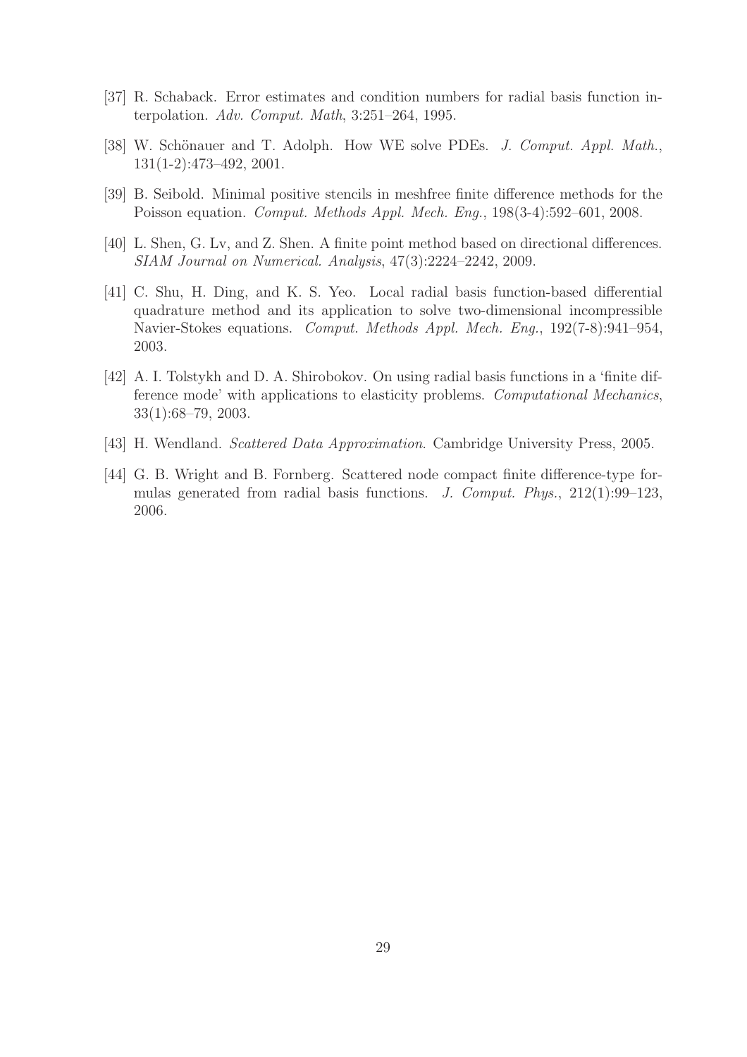[37] R. Schaback. Error estimates and condition numbers for radial basis function interpolation. *Adv. Comput. Math*, 3:251–264, 1995.

[38] W. Schönauer and T. Adolph. How WE solve PDEs. *J. Comput. Appl. Math.*, 131(1-2):473–492, 2001.

[39] B. Seibold. Minimal positive stencils in meshfree finite difference methods for the Poisson equation. *Comput. Methods Appl. Mech. Eng.*, 198(3-4):592–601, 2008.

[40] L. Shen, G. Lv, and Z. Shen. A finite point method based on directional differences. *SIAM Journal on Numerical. Analysis*, 47(3):2224–2242, 2009.

[41] C. Shu, H. Ding, and K. S. Yeo. Local radial basis function-based differential quadrature method and its application to solve two-dimensional incompressible Navier-Stokes equations. *Comput. Methods Appl. Mech. Eng.*, 192(7-8):941–954, 2003.

[42] A. I. Tolstykh and D. A. Shirobokov. On using radial basis functions in a 'finite difference mode' with applications to elasticity problems. *Computational Mechanics*, 33(1):68–79, 2003.

[43] H. Wendland. *Scattered Data Approximation*. Cambridge University Press, 2005.

[44] G. B. Wright and B. Fornberg. Scattered node compact finite difference-type formulas generated from radial basis functions. *J. Comput. Phys.*, 212(1):99–123, 2006.